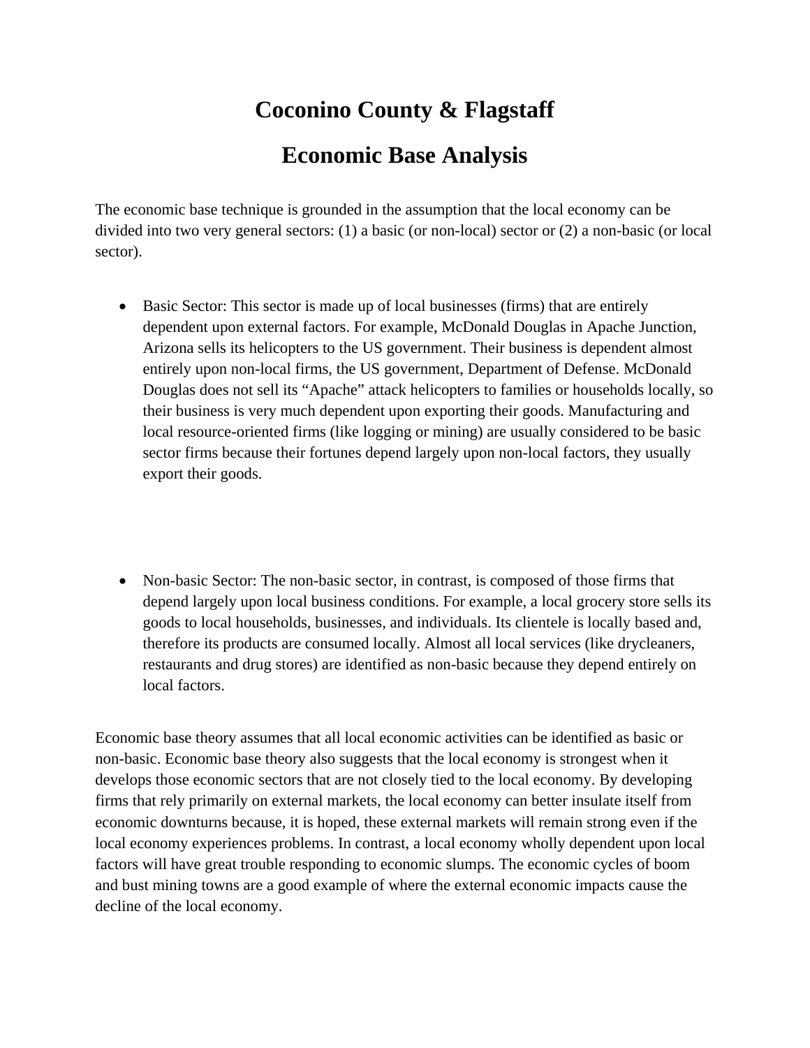# Coconino County & Flagstaff

# Economic Base Analysis

The economic base technique is grounded in the assumption that the local economy can be divided into two very general sectors: (1) a basic (or non-local) sector or (2) a non-basic (or local sector).

- Basic Sector: This sector is made up of local businesses (firms) that are entirely dependent upon external factors. For example, McDonald Douglas in Apache Junction, Arizona sells its helicopters to the US government. Their business is dependent almost entirely upon non-local firms, the US government, Department of Defense. McDonald Douglas does not sell its "Apache" attack helicopters to families or households locally, so their business is very much dependent upon exporting their goods. Manufacturing and local resource-oriented firms (like logging or mining) are usually considered to be basic sector firms because their fortunes depend largely upon non-local factors, they usually export their goods.

- Non-basic Sector: The non-basic sector, in contrast, is composed of those firms that depend largely upon local business conditions. For example, a local grocery store sells its goods to local households, businesses, and individuals. Its clientele is locally based and, therefore its products are consumed locally. Almost all local services (like drycleaners, restaurants and drug stores) are identified as non-basic because they depend entirely on local factors.

Economic base theory assumes that all local economic activities can be identified as basic or non-basic. Economic base theory also suggests that the local economy is strongest when it develops those economic sectors that are not closely tied to the local economy. By developing firms that rely primarily on external markets, the local economy can better insulate itself from economic downturns because, it is hoped, these external markets will remain strong even if the local economy experiences problems. In contrast, a local economy wholly dependent upon local factors will have great trouble responding to economic slumps. The economic cycles of boom and bust mining towns are a good example of where the external economic impacts cause the decline of the local economy.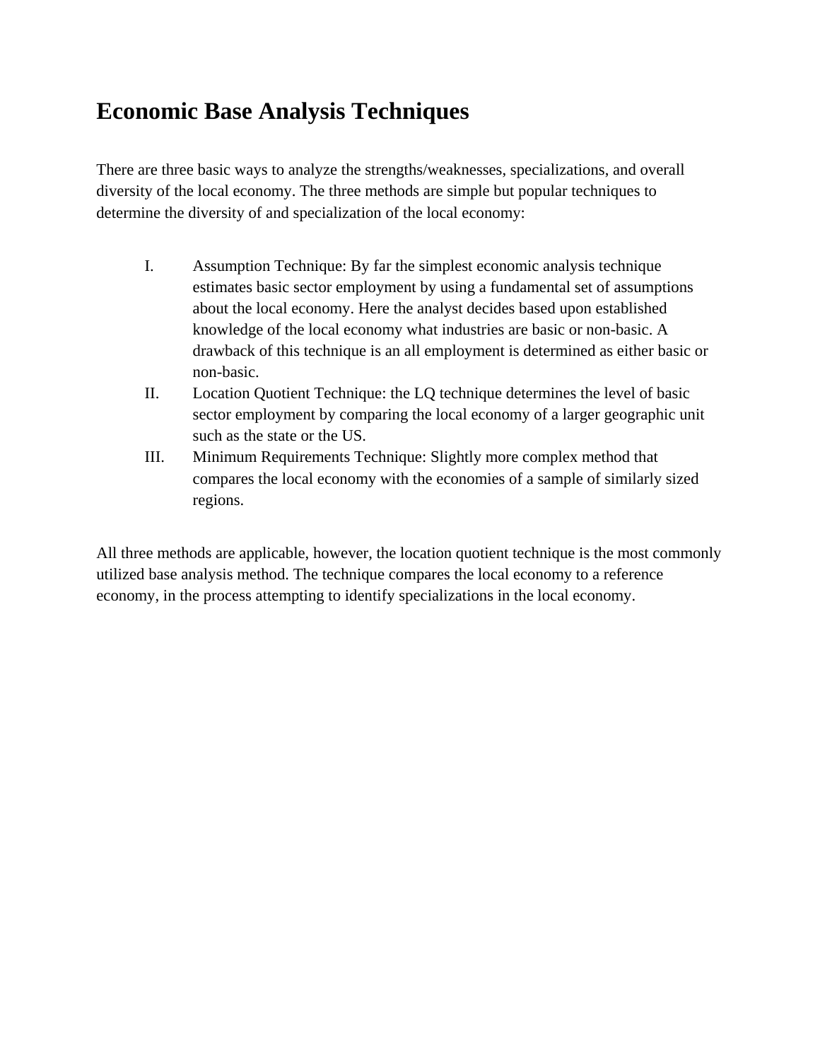# Economic Base Analysis Techniques

There are three basic ways to analyze the strengths/weaknesses, specializations, and overall diversity of the local economy. The three methods are simple but popular techniques to determine the diversity of and specialization of the local economy:

I. Assumption Technique: By far the simplest economic analysis technique estimates basic sector employment by using a fundamental set of assumptions about the local economy. Here the analyst decides based upon established knowledge of the local economy what industries are basic or non-basic. A drawback of this technique is an all employment is determined as either basic or non-basic.

II. Location Quotient Technique: the LQ technique determines the level of basic sector employment by comparing the local economy of a larger geographic unit such as the state or the US.

III. Minimum Requirements Technique: Slightly more complex method that compares the local economy with the economies of a sample of similarly sized regions.

All three methods are applicable, however, the location quotient technique is the most commonly utilized base analysis method. The technique compares the local economy to a reference economy, in the process attempting to identify specializations in the local economy.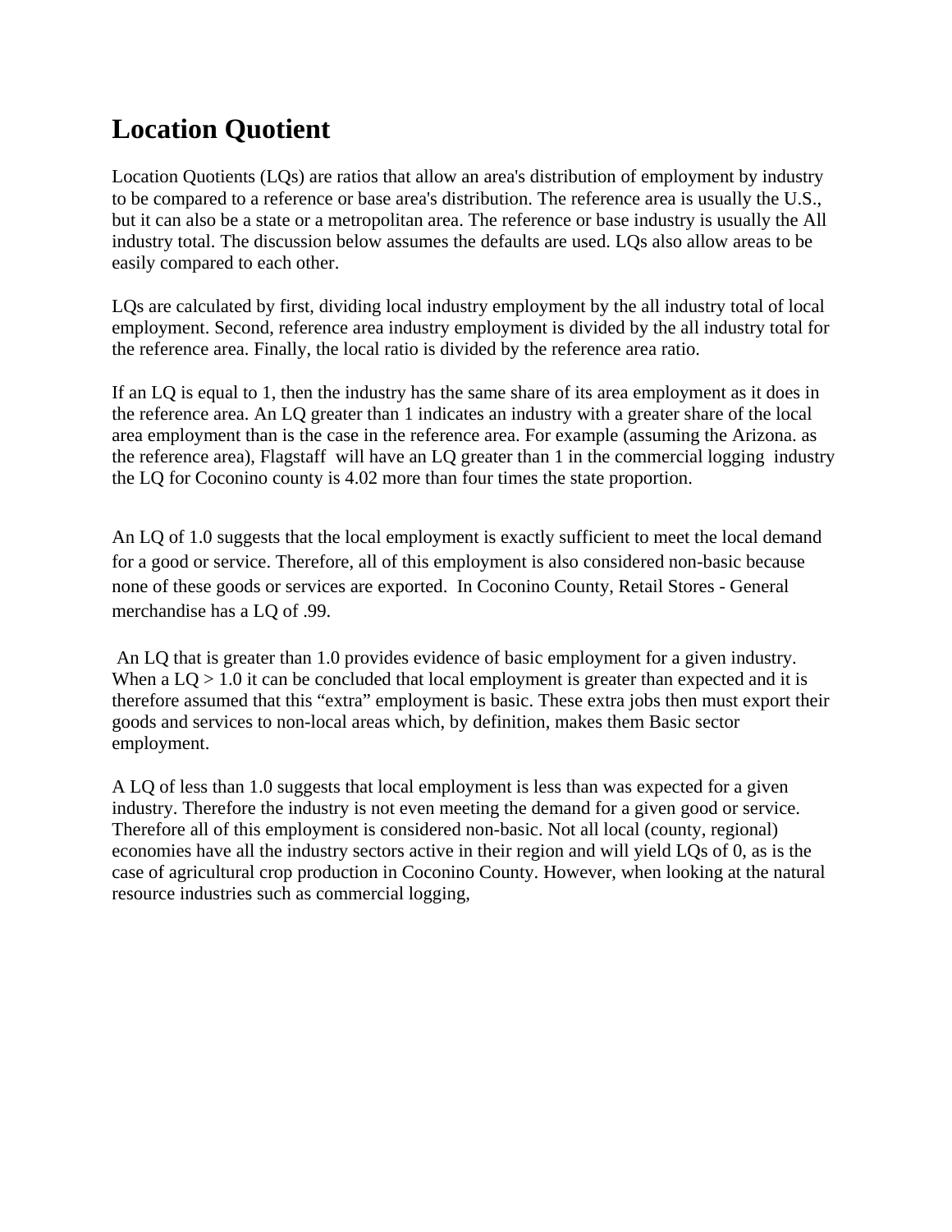# Location Quotient

Location Quotients (LQs) are ratios that allow an area's distribution of employment by industry to be compared to a reference or base area's distribution. The reference area is usually the U.S., but it can also be a state or a metropolitan area. The reference or base industry is usually the All industry total. The discussion below assumes the defaults are used. LQs also allow areas to be easily compared to each other.

LQs are calculated by first, dividing local industry employment by the all industry total of local employment. Second, reference area industry employment is divided by the all industry total for the reference area. Finally, the local ratio is divided by the reference area ratio.

If an LQ is equal to 1, then the industry has the same share of its area employment as it does in the reference area. An LQ greater than 1 indicates an industry with a greater share of the local area employment than is the case in the reference area. For example (assuming the Arizona. as the reference area), Flagstaff will have an LQ greater than 1 in the commercial logging industry the LQ for Coconino county is 4.02 more than four times the state proportion.

An LQ of 1.0 suggests that the local employment is exactly sufficient to meet the local demand for a good or service. Therefore, all of this employment is also considered non-basic because none of these goods or services are exported. In Coconino County, Retail Stores - General merchandise has a LQ of .99.

An LQ that is greater than 1.0 provides evidence of basic employment for a given industry. When a LQ > 1.0 it can be concluded that local employment is greater than expected and it is therefore assumed that this "extra" employment is basic. These extra jobs then must export their goods and services to non-local areas which, by definition, makes them Basic sector employment.

A LQ of less than 1.0 suggests that local employment is less than was expected for a given industry. Therefore the industry is not even meeting the demand for a given good or service. Therefore all of this employment is considered non-basic. Not all local (county, regional) economies have all the industry sectors active in their region and will yield LQs of 0, as is the case of agricultural crop production in Coconino County. However, when looking at the natural resource industries such as commercial logging,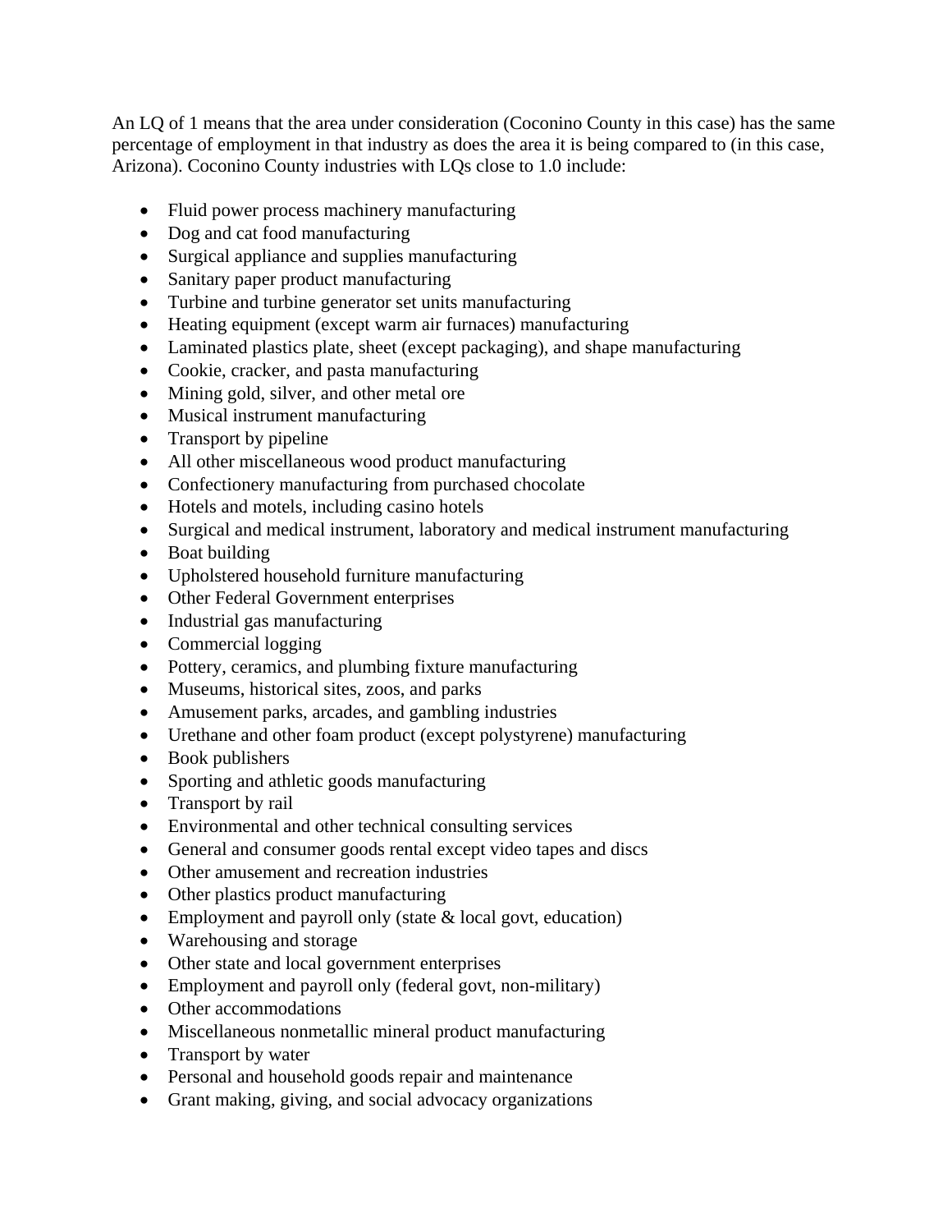An LQ of 1 means that the area under consideration (Coconino County in this case) has the same percentage of employment in that industry as does the area it is being compared to (in this case, Arizona). Coconino County industries with LQs close to 1.0 include:

- Fluid power process machinery manufacturing
- Dog and cat food manufacturing
- Surgical appliance and supplies manufacturing
- Sanitary paper product manufacturing
- Turbine and turbine generator set units manufacturing
- Heating equipment (except warm air furnaces) manufacturing
- Laminated plastics plate, sheet (except packaging), and shape manufacturing
- Cookie, cracker, and pasta manufacturing
- Mining gold, silver, and other metal ore
- Musical instrument manufacturing
- Transport by pipeline
- All other miscellaneous wood product manufacturing
- Confectionery manufacturing from purchased chocolate
- Hotels and motels, including casino hotels
- Surgical and medical instrument, laboratory and medical instrument manufacturing
- Boat building
- Upholstered household furniture manufacturing
- Other Federal Government enterprises
- Industrial gas manufacturing
- Commercial logging
- Pottery, ceramics, and plumbing fixture manufacturing
- Museums, historical sites, zoos, and parks
- Amusement parks, arcades, and gambling industries
- Urethane and other foam product (except polystyrene) manufacturing
- Book publishers
- Sporting and athletic goods manufacturing
- Transport by rail
- Environmental and other technical consulting services
- General and consumer goods rental except video tapes and discs
- Other amusement and recreation industries
- Other plastics product manufacturing
- Employment and payroll only (state & local govt, education)
- Warehousing and storage
- Other state and local government enterprises
- Employment and payroll only (federal govt, non-military)
- Other accommodations
- Miscellaneous nonmetallic mineral product manufacturing
- Transport by water
- Personal and household goods repair and maintenance
- Grant making, giving, and social advocacy organizations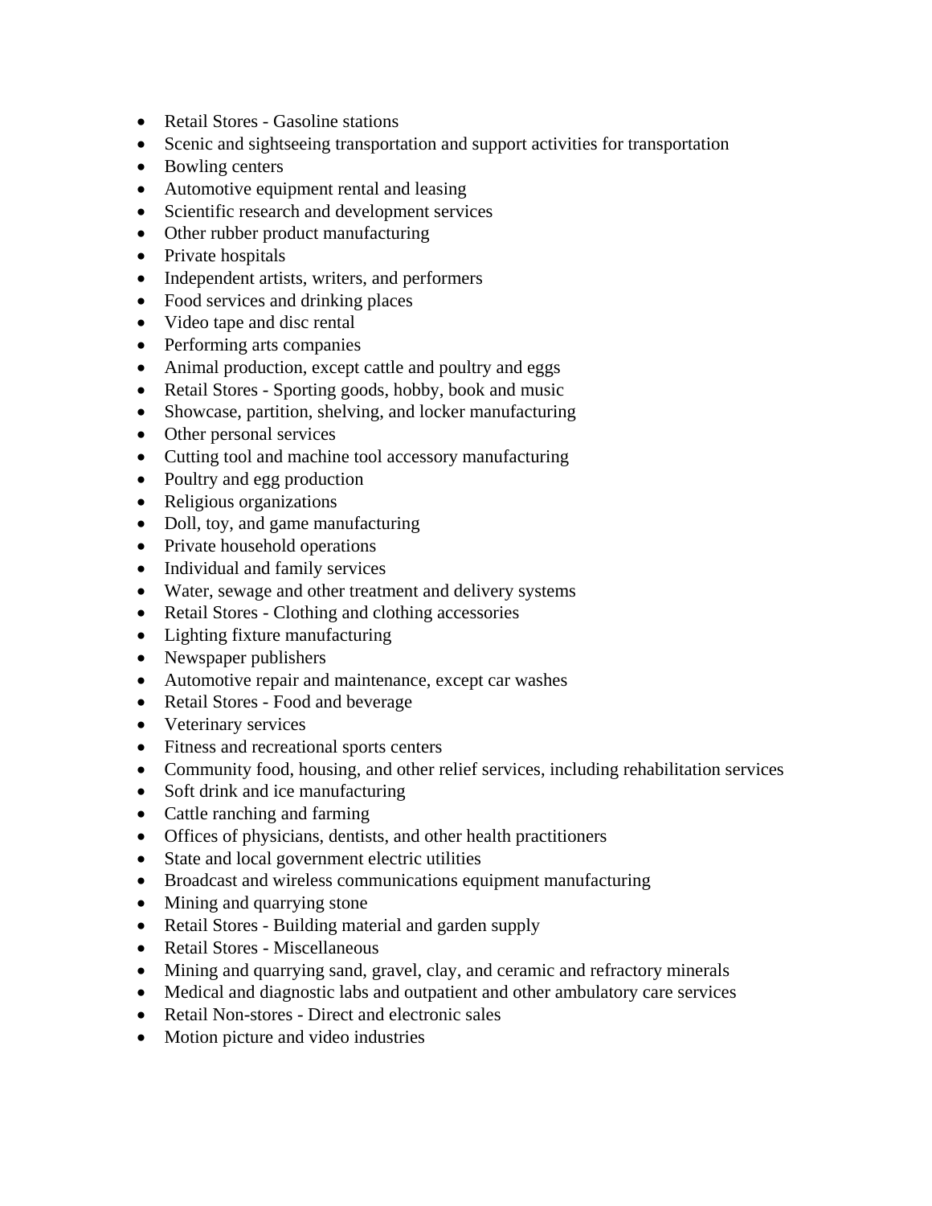- Retail Stores - Gasoline stations
- Scenic and sightseeing transportation and support activities for transportation
- Bowling centers
- Automotive equipment rental and leasing
- Scientific research and development services
- Other rubber product manufacturing
- Private hospitals
- Independent artists, writers, and performers
- Food services and drinking places
- Video tape and disc rental
- Performing arts companies
- Animal production, except cattle and poultry and eggs
- Retail Stores - Sporting goods, hobby, book and music
- Showcase, partition, shelving, and locker manufacturing
- Other personal services
- Cutting tool and machine tool accessory manufacturing
- Poultry and egg production
- Religious organizations
- Doll, toy, and game manufacturing
- Private household operations
- Individual and family services
- Water, sewage and other treatment and delivery systems
- Retail Stores - Clothing and clothing accessories
- Lighting fixture manufacturing
- Newspaper publishers
- Automotive repair and maintenance, except car washes
- Retail Stores - Food and beverage
- Veterinary services
- Fitness and recreational sports centers
- Community food, housing, and other relief services, including rehabilitation services
- Soft drink and ice manufacturing
- Cattle ranching and farming
- Offices of physicians, dentists, and other health practitioners
- State and local government electric utilities
- Broadcast and wireless communications equipment manufacturing
- Mining and quarrying stone
- Retail Stores - Building material and garden supply
- Retail Stores - Miscellaneous
- Mining and quarrying sand, gravel, clay, and ceramic and refractory minerals
- Medical and diagnostic labs and outpatient and other ambulatory care services
- Retail Non-stores - Direct and electronic sales
- Motion picture and video industries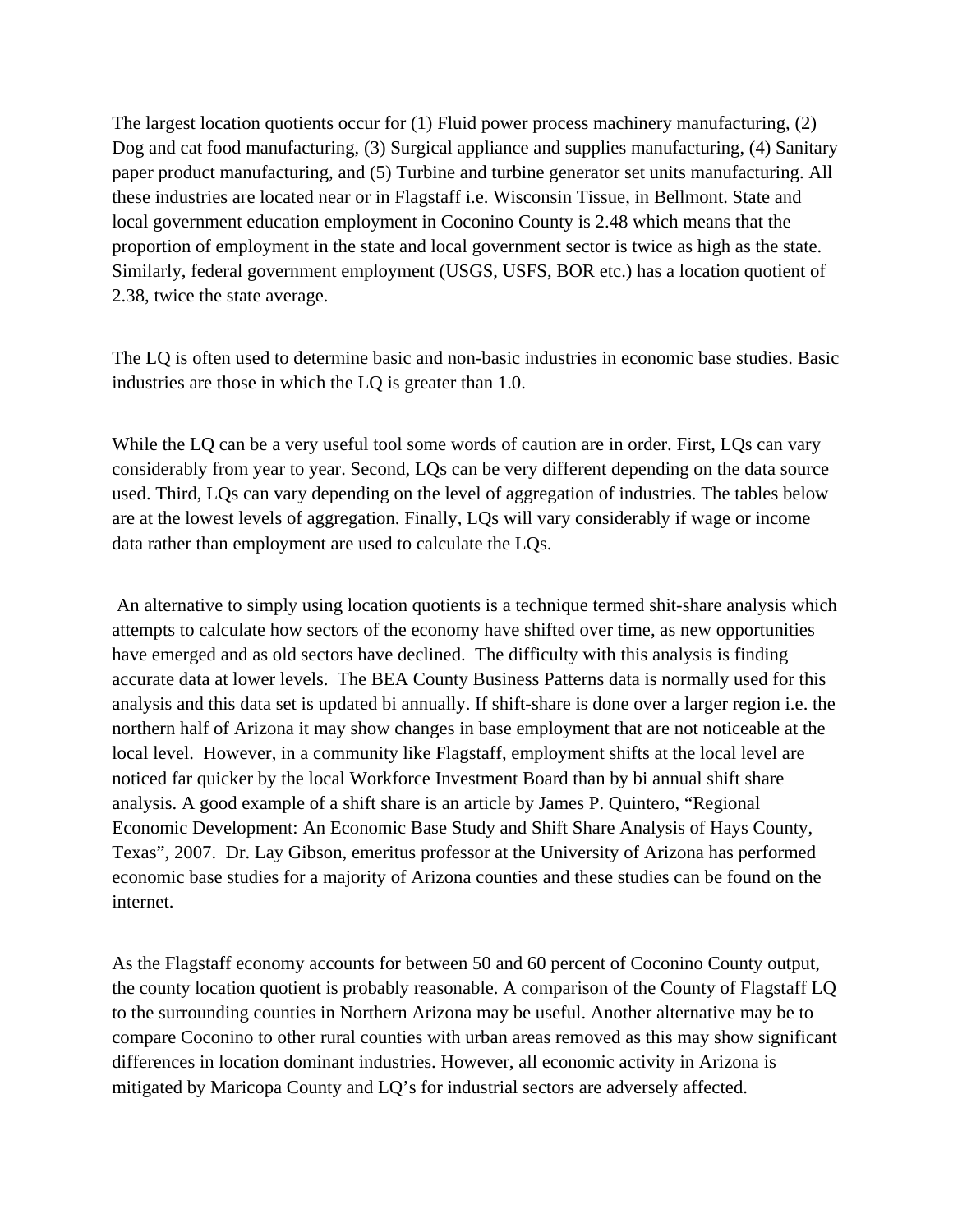The largest location quotients occur for (1) Fluid power process machinery manufacturing, (2) Dog and cat food manufacturing, (3) Surgical appliance and supplies manufacturing, (4) Sanitary paper product manufacturing, and (5) Turbine and turbine generator set units manufacturing. All these industries are located near or in Flagstaff i.e. Wisconsin Tissue, in Bellmont. State and local government education employment in Coconino County is 2.48 which means that the proportion of employment in the state and local government sector is twice as high as the state. Similarly, federal government employment (USGS, USFS, BOR etc.) has a location quotient of 2.38, twice the state average.

The LQ is often used to determine basic and non-basic industries in economic base studies. Basic industries are those in which the LQ is greater than 1.0.

While the LQ can be a very useful tool some words of caution are in order. First, LQs can vary considerably from year to year. Second, LQs can be very different depending on the data source used. Third, LQs can vary depending on the level of aggregation of industries. The tables below are at the lowest levels of aggregation. Finally, LQs will vary considerably if wage or income data rather than employment are used to calculate the LQs.

An alternative to simply using location quotients is a technique termed shit-share analysis which attempts to calculate how sectors of the economy have shifted over time, as new opportunities have emerged and as old sectors have declined. The difficulty with this analysis is finding accurate data at lower levels. The BEA County Business Patterns data is normally used for this analysis and this data set is updated bi annually. If shift-share is done over a larger region i.e. the northern half of Arizona it may show changes in base employment that are not noticeable at the local level. However, in a community like Flagstaff, employment shifts at the local level are noticed far quicker by the local Workforce Investment Board than by bi annual shift share analysis. A good example of a shift share is an article by James P. Quintero, "Regional Economic Development: An Economic Base Study and Shift Share Analysis of Hays County, Texas", 2007. Dr. Lay Gibson, emeritus professor at the University of Arizona has performed economic base studies for a majority of Arizona counties and these studies can be found on the internet.

As the Flagstaff economy accounts for between 50 and 60 percent of Coconino County output, the county location quotient is probably reasonable. A comparison of the County of Flagstaff LQ to the surrounding counties in Northern Arizona may be useful. Another alternative may be to compare Coconino to other rural counties with urban areas removed as this may show significant differences in location dominant industries. However, all economic activity in Arizona is mitigated by Maricopa County and LQ's for industrial sectors are adversely affected.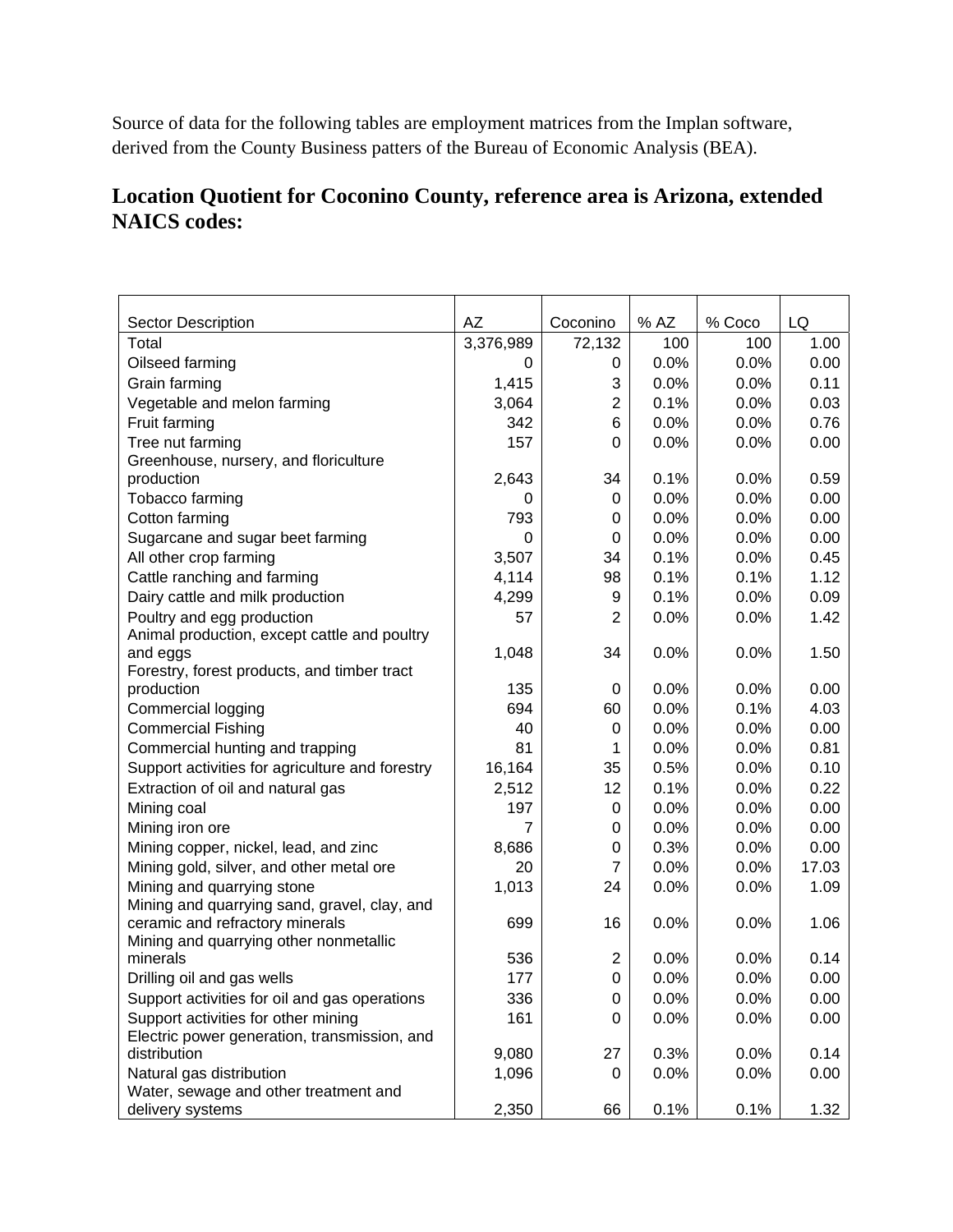Source of data for the following tables are employment matrices from the Implan software, derived from the County Business patters of the Bureau of Economic Analysis (BEA).

## Location Quotient for Coconino County, reference area is Arizona, extended NAICS codes:

| Sector Description | AZ | Coconino | % AZ | % Coco | LQ |
|---|---|---|---|---|---|
| Total | 3,376,989 | 72,132 | 100 | 100 | 1.00 |
| Oilseed farming | 0 | 0 | 0.0% | 0.0% | 0.00 |
| Grain farming | 1,415 | 3 | 0.0% | 0.0% | 0.11 |
| Vegetable and melon farming | 3,064 | 2 | 0.1% | 0.0% | 0.03 |
| Fruit farming | 342 | 6 | 0.0% | 0.0% | 0.76 |
| Tree nut farming | 157 | 0 | 0.0% | 0.0% | 0.00 |
| Greenhouse, nursery, and floriculture production | 2,643 | 34 | 0.1% | 0.0% | 0.59 |
| Tobacco farming | 0 | 0 | 0.0% | 0.0% | 0.00 |
| Cotton farming | 793 | 0 | 0.0% | 0.0% | 0.00 |
| Sugarcane and sugar beet farming | 0 | 0 | 0.0% | 0.0% | 0.00 |
| All other crop farming | 3,507 | 34 | 0.1% | 0.0% | 0.45 |
| Cattle ranching and farming | 4,114 | 98 | 0.1% | 0.1% | 1.12 |
| Dairy cattle and milk production | 4,299 | 9 | 0.1% | 0.0% | 0.09 |
| Poultry and egg production | 57 | 2 | 0.0% | 0.0% | 1.42 |
| Animal production, except cattle and poultry and eggs | 1,048 | 34 | 0.0% | 0.0% | 1.50 |
| Forestry, forest products, and timber tract production | 135 | 0 | 0.0% | 0.0% | 0.00 |
| Commercial logging | 694 | 60 | 0.0% | 0.1% | 4.03 |
| Commercial Fishing | 40 | 0 | 0.0% | 0.0% | 0.00 |
| Commercial hunting and trapping | 81 | 1 | 0.0% | 0.0% | 0.81 |
| Support activities for agriculture and forestry | 16,164 | 35 | 0.5% | 0.0% | 0.10 |
| Extraction of oil and natural gas | 2,512 | 12 | 0.1% | 0.0% | 0.22 |
| Mining coal | 197 | 0 | 0.0% | 0.0% | 0.00 |
| Mining iron ore | 7 | 0 | 0.0% | 0.0% | 0.00 |
| Mining copper, nickel, lead, and zinc | 8,686 | 0 | 0.3% | 0.0% | 0.00 |
| Mining gold, silver, and other metal ore | 20 | 7 | 0.0% | 0.0% | 17.03 |
| Mining and quarrying stone | 1,013 | 24 | 0.0% | 0.0% | 1.09 |
| Mining and quarrying sand, gravel, clay, and ceramic and refractory minerals | 699 | 16 | 0.0% | 0.0% | 1.06 |
| Mining and quarrying other nonmetallic minerals | 536 | 2 | 0.0% | 0.0% | 0.14 |
| Drilling oil and gas wells | 177 | 0 | 0.0% | 0.0% | 0.00 |
| Support activities for oil and gas operations | 336 | 0 | 0.0% | 0.0% | 0.00 |
| Support activities for other mining | 161 | 0 | 0.0% | 0.0% | 0.00 |
| Electric power generation, transmission, and distribution | 9,080 | 27 | 0.3% | 0.0% | 0.14 |
| Natural gas distribution | 1,096 | 0 | 0.0% | 0.0% | 0.00 |
| Water, sewage and other treatment and delivery systems | 2,350 | 66 | 0.1% | 0.1% | 1.32 |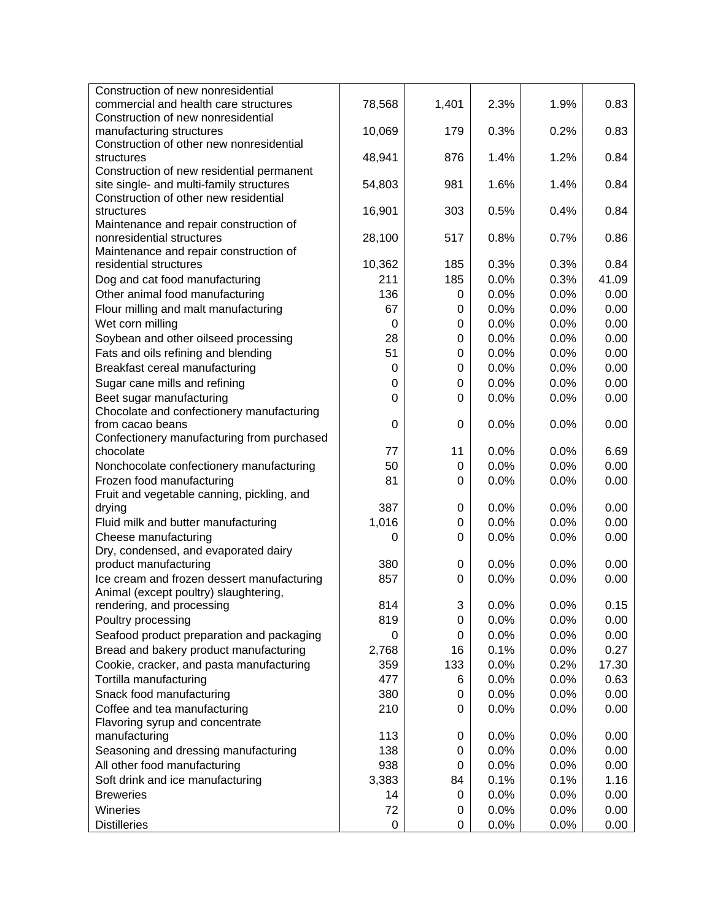| | | | | | |
|---|---|---|---|---|---|
| Construction of new nonresidential commercial and health care structures | 78,568 | 1,401 | 2.3% | 1.9% | 0.83 |
| Construction of new nonresidential manufacturing structures | 10,069 | 179 | 0.3% | 0.2% | 0.83 |
| Construction of other new nonresidential structures | 48,941 | 876 | 1.4% | 1.2% | 0.84 |
| Construction of new residential permanent site single- and multi-family structures | 54,803 | 981 | 1.6% | 1.4% | 0.84 |
| Construction of other new residential structures | 16,901 | 303 | 0.5% | 0.4% | 0.84 |
| Maintenance and repair construction of nonresidential structures | 28,100 | 517 | 0.8% | 0.7% | 0.86 |
| Maintenance and repair construction of residential structures | 10,362 | 185 | 0.3% | 0.3% | 0.84 |
| Dog and cat food manufacturing | 211 | 185 | 0.0% | 0.3% | 41.09 |
| Other animal food manufacturing | 136 | 0 | 0.0% | 0.0% | 0.00 |
| Flour milling and malt manufacturing | 67 | 0 | 0.0% | 0.0% | 0.00 |
| Wet corn milling | 0 | 0 | 0.0% | 0.0% | 0.00 |
| Soybean and other oilseed processing | 28 | 0 | 0.0% | 0.0% | 0.00 |
| Fats and oils refining and blending | 51 | 0 | 0.0% | 0.0% | 0.00 |
| Breakfast cereal manufacturing | 0 | 0 | 0.0% | 0.0% | 0.00 |
| Sugar cane mills and refining | 0 | 0 | 0.0% | 0.0% | 0.00 |
| Beet sugar manufacturing | 0 | 0 | 0.0% | 0.0% | 0.00 |
| Chocolate and confectionery manufacturing from cacao beans | 0 | 0 | 0.0% | 0.0% | 0.00 |
| Confectionery manufacturing from purchased chocolate | 77 | 11 | 0.0% | 0.0% | 6.69 |
| Nonchocolate confectionery manufacturing | 50 | 0 | 0.0% | 0.0% | 0.00 |
| Frozen food manufacturing | 81 | 0 | 0.0% | 0.0% | 0.00 |
| Fruit and vegetable canning, pickling, and drying | 387 | 0 | 0.0% | 0.0% | 0.00 |
| Fluid milk and butter manufacturing | 1,016 | 0 | 0.0% | 0.0% | 0.00 |
| Cheese manufacturing | 0 | 0 | 0.0% | 0.0% | 0.00 |
| Dry, condensed, and evaporated dairy product manufacturing | 380 | 0 | 0.0% | 0.0% | 0.00 |
| Ice cream and frozen dessert manufacturing | 857 | 0 | 0.0% | 0.0% | 0.00 |
| Animal (except poultry) slaughtering, rendering, and processing | 814 | 3 | 0.0% | 0.0% | 0.15 |
| Poultry processing | 819 | 0 | 0.0% | 0.0% | 0.00 |
| Seafood product preparation and packaging | 0 | 0 | 0.0% | 0.0% | 0.00 |
| Bread and bakery product manufacturing | 2,768 | 16 | 0.1% | 0.0% | 0.27 |
| Cookie, cracker, and pasta manufacturing | 359 | 133 | 0.0% | 0.2% | 17.30 |
| Tortilla manufacturing | 477 | 6 | 0.0% | 0.0% | 0.63 |
| Snack food manufacturing | 380 | 0 | 0.0% | 0.0% | 0.00 |
| Coffee and tea manufacturing | 210 | 0 | 0.0% | 0.0% | 0.00 |
| Flavoring syrup and concentrate manufacturing | 113 | 0 | 0.0% | 0.0% | 0.00 |
| Seasoning and dressing manufacturing | 138 | 0 | 0.0% | 0.0% | 0.00 |
| All other food manufacturing | 938 | 0 | 0.0% | 0.0% | 0.00 |
| Soft drink and ice manufacturing | 3,383 | 84 | 0.1% | 0.1% | 1.16 |
| Breweries | 14 | 0 | 0.0% | 0.0% | 0.00 |
| Wineries | 72 | 0 | 0.0% | 0.0% | 0.00 |
| Distilleries | 0 | 0 | 0.0% | 0.0% | 0.00 |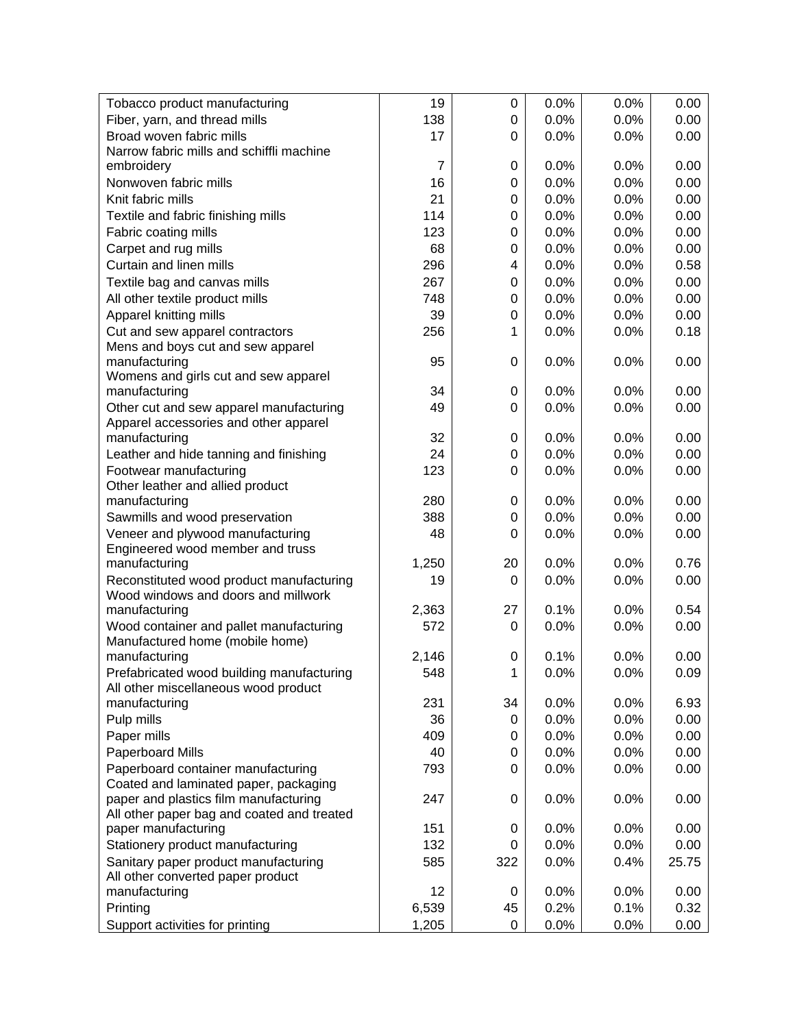| | | | | | |
|---|---|---|---|---|---|
| Tobacco product manufacturing | 19 | 0 | 0.0% | 0.0% | 0.00 |
| Fiber, yarn, and thread mills | 138 | 0 | 0.0% | 0.0% | 0.00 |
| Broad woven fabric mills | 17 | 0 | 0.0% | 0.0% | 0.00 |
| Narrow fabric mills and schiffli machine embroidery | 7 | 0 | 0.0% | 0.0% | 0.00 |
| Nonwoven fabric mills | 16 | 0 | 0.0% | 0.0% | 0.00 |
| Knit fabric mills | 21 | 0 | 0.0% | 0.0% | 0.00 |
| Textile and fabric finishing mills | 114 | 0 | 0.0% | 0.0% | 0.00 |
| Fabric coating mills | 123 | 0 | 0.0% | 0.0% | 0.00 |
| Carpet and rug mills | 68 | 0 | 0.0% | 0.0% | 0.00 |
| Curtain and linen mills | 296 | 4 | 0.0% | 0.0% | 0.58 |
| Textile bag and canvas mills | 267 | 0 | 0.0% | 0.0% | 0.00 |
| All other textile product mills | 748 | 0 | 0.0% | 0.0% | 0.00 |
| Apparel knitting mills | 39 | 0 | 0.0% | 0.0% | 0.00 |
| Cut and sew apparel contractors | 256 | 1 | 0.0% | 0.0% | 0.18 |
| Mens and boys cut and sew apparel manufacturing | 95 | 0 | 0.0% | 0.0% | 0.00 |
| Womens and girls cut and sew apparel manufacturing | 34 | 0 | 0.0% | 0.0% | 0.00 |
| Other cut and sew apparel manufacturing | 49 | 0 | 0.0% | 0.0% | 0.00 |
| Apparel accessories and other apparel manufacturing | 32 | 0 | 0.0% | 0.0% | 0.00 |
| Leather and hide tanning and finishing | 24 | 0 | 0.0% | 0.0% | 0.00 |
| Footwear manufacturing | 123 | 0 | 0.0% | 0.0% | 0.00 |
| Other leather and allied product manufacturing | 280 | 0 | 0.0% | 0.0% | 0.00 |
| Sawmills and wood preservation | 388 | 0 | 0.0% | 0.0% | 0.00 |
| Veneer and plywood manufacturing | 48 | 0 | 0.0% | 0.0% | 0.00 |
| Engineered wood member and truss manufacturing | 1,250 | 20 | 0.0% | 0.0% | 0.76 |
| Reconstituted wood product manufacturing | 19 | 0 | 0.0% | 0.0% | 0.00 |
| Wood windows and doors and millwork manufacturing | 2,363 | 27 | 0.1% | 0.0% | 0.54 |
| Wood container and pallet manufacturing | 572 | 0 | 0.0% | 0.0% | 0.00 |
| Manufactured home (mobile home) manufacturing | 2,146 | 0 | 0.1% | 0.0% | 0.00 |
| Prefabricated wood building manufacturing | 548 | 1 | 0.0% | 0.0% | 0.09 |
| All other miscellaneous wood product manufacturing | 231 | 34 | 0.0% | 0.0% | 6.93 |
| Pulp mills | 36 | 0 | 0.0% | 0.0% | 0.00 |
| Paper mills | 409 | 0 | 0.0% | 0.0% | 0.00 |
| Paperboard Mills | 40 | 0 | 0.0% | 0.0% | 0.00 |
| Paperboard container manufacturing | 793 | 0 | 0.0% | 0.0% | 0.00 |
| Coated and laminated paper, packaging paper and plastics film manufacturing | 247 | 0 | 0.0% | 0.0% | 0.00 |
| All other paper bag and coated and treated paper manufacturing | 151 | 0 | 0.0% | 0.0% | 0.00 |
| Stationery product manufacturing | 132 | 0 | 0.0% | 0.0% | 0.00 |
| Sanitary paper product manufacturing | 585 | 322 | 0.0% | 0.4% | 25.75 |
| All other converted paper product manufacturing | 12 | 0 | 0.0% | 0.0% | 0.00 |
| Printing | 6,539 | 45 | 0.2% | 0.1% | 0.32 |
| Support activities for printing | 1,205 | 0 | 0.0% | 0.0% | 0.00 |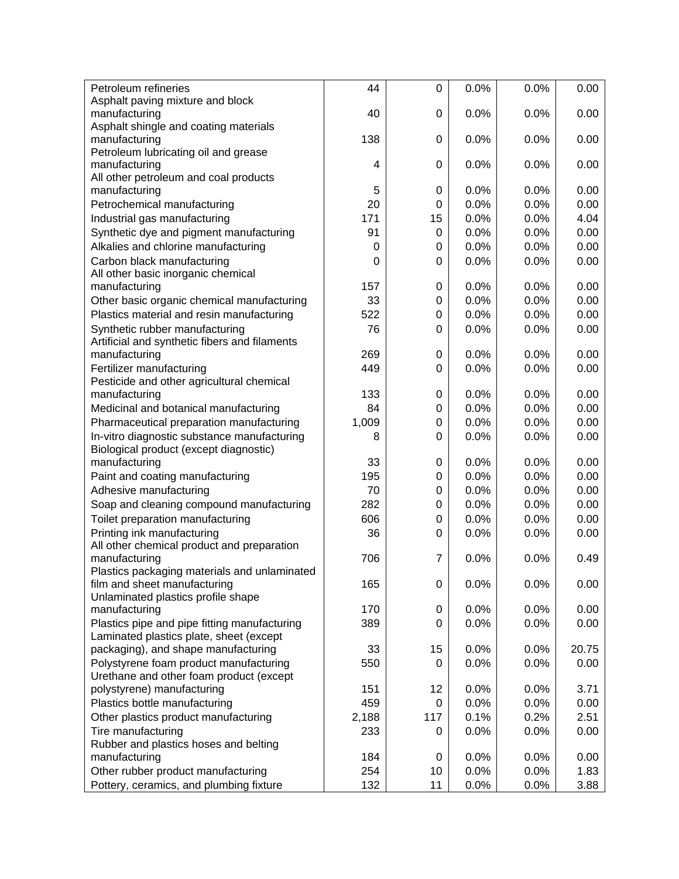| | | | | | |
|---|---|---|---|---|---|
| Petroleum refineries | 44 | 0 | 0.0% | 0.0% | 0.00 |
| Asphalt paving mixture and block manufacturing | 40 | 0 | 0.0% | 0.0% | 0.00 |
| Asphalt shingle and coating materials manufacturing | 138 | 0 | 0.0% | 0.0% | 0.00 |
| Petroleum lubricating oil and grease manufacturing | 4 | 0 | 0.0% | 0.0% | 0.00 |
| All other petroleum and coal products manufacturing | 5 | 0 | 0.0% | 0.0% | 0.00 |
| Petrochemical manufacturing | 20 | 0 | 0.0% | 0.0% | 0.00 |
| Industrial gas manufacturing | 171 | 15 | 0.0% | 0.0% | 4.04 |
| Synthetic dye and pigment manufacturing | 91 | 0 | 0.0% | 0.0% | 0.00 |
| Alkalies and chlorine manufacturing | 0 | 0 | 0.0% | 0.0% | 0.00 |
| Carbon black manufacturing | 0 | 0 | 0.0% | 0.0% | 0.00 |
| All other basic inorganic chemical manufacturing | 157 | 0 | 0.0% | 0.0% | 0.00 |
| Other basic organic chemical manufacturing | 33 | 0 | 0.0% | 0.0% | 0.00 |
| Plastics material and resin manufacturing | 522 | 0 | 0.0% | 0.0% | 0.00 |
| Synthetic rubber manufacturing | 76 | 0 | 0.0% | 0.0% | 0.00 |
| Artificial and synthetic fibers and filaments manufacturing | 269 | 0 | 0.0% | 0.0% | 0.00 |
| Fertilizer manufacturing | 449 | 0 | 0.0% | 0.0% | 0.00 |
| Pesticide and other agricultural chemical manufacturing | 133 | 0 | 0.0% | 0.0% | 0.00 |
| Medicinal and botanical manufacturing | 84 | 0 | 0.0% | 0.0% | 0.00 |
| Pharmaceutical preparation manufacturing | 1,009 | 0 | 0.0% | 0.0% | 0.00 |
| In-vitro diagnostic substance manufacturing | 8 | 0 | 0.0% | 0.0% | 0.00 |
| Biological product (except diagnostic) manufacturing | 33 | 0 | 0.0% | 0.0% | 0.00 |
| Paint and coating manufacturing | 195 | 0 | 0.0% | 0.0% | 0.00 |
| Adhesive manufacturing | 70 | 0 | 0.0% | 0.0% | 0.00 |
| Soap and cleaning compound manufacturing | 282 | 0 | 0.0% | 0.0% | 0.00 |
| Toilet preparation manufacturing | 606 | 0 | 0.0% | 0.0% | 0.00 |
| Printing ink manufacturing | 36 | 0 | 0.0% | 0.0% | 0.00 |
| All other chemical product and preparation manufacturing | 706 | 7 | 0.0% | 0.0% | 0.49 |
| Plastics packaging materials and unlaminated film and sheet manufacturing | 165 | 0 | 0.0% | 0.0% | 0.00 |
| Unlaminated plastics profile shape manufacturing | 170 | 0 | 0.0% | 0.0% | 0.00 |
| Plastics pipe and pipe fitting manufacturing | 389 | 0 | 0.0% | 0.0% | 0.00 |
| Laminated plastics plate, sheet (except packaging), and shape manufacturing | 33 | 15 | 0.0% | 0.0% | 20.75 |
| Polystyrene foam product manufacturing | 550 | 0 | 0.0% | 0.0% | 0.00 |
| Urethane and other foam product (except polystyrene) manufacturing | 151 | 12 | 0.0% | 0.0% | 3.71 |
| Plastics bottle manufacturing | 459 | 0 | 0.0% | 0.0% | 0.00 |
| Other plastics product manufacturing | 2,188 | 117 | 0.1% | 0.2% | 2.51 |
| Tire manufacturing | 233 | 0 | 0.0% | 0.0% | 0.00 |
| Rubber and plastics hoses and belting manufacturing | 184 | 0 | 0.0% | 0.0% | 0.00 |
| Other rubber product manufacturing | 254 | 10 | 0.0% | 0.0% | 1.83 |
| Pottery, ceramics, and plumbing fixture | 132 | 11 | 0.0% | 0.0% | 3.88 |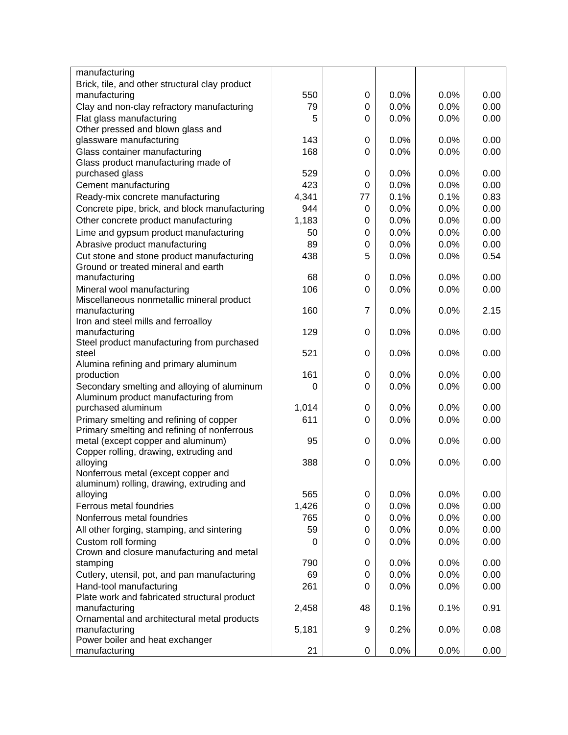| | | | | | |
|---|---|---|---|---|---|
| manufacturing | | | | | |
| Brick, tile, and other structural clay product manufacturing | 550 | 0 | 0.0% | 0.0% | 0.00 |
| Clay and non-clay refractory manufacturing | 79 | 0 | 0.0% | 0.0% | 0.00 |
| Flat glass manufacturing | 5 | 0 | 0.0% | 0.0% | 0.00 |
| Other pressed and blown glass and glassware manufacturing | 143 | 0 | 0.0% | 0.0% | 0.00 |
| Glass container manufacturing | 168 | 0 | 0.0% | 0.0% | 0.00 |
| Glass product manufacturing made of purchased glass | 529 | 0 | 0.0% | 0.0% | 0.00 |
| Cement manufacturing | 423 | 0 | 0.0% | 0.0% | 0.00 |
| Ready-mix concrete manufacturing | 4,341 | 77 | 0.1% | 0.1% | 0.83 |
| Concrete pipe, brick, and block manufacturing | 944 | 0 | 0.0% | 0.0% | 0.00 |
| Other concrete product manufacturing | 1,183 | 0 | 0.0% | 0.0% | 0.00 |
| Lime and gypsum product manufacturing | 50 | 0 | 0.0% | 0.0% | 0.00 |
| Abrasive product manufacturing | 89 | 0 | 0.0% | 0.0% | 0.00 |
| Cut stone and stone product manufacturing | 438 | 5 | 0.0% | 0.0% | 0.54 |
| Ground or treated mineral and earth manufacturing | 68 | 0 | 0.0% | 0.0% | 0.00 |
| Mineral wool manufacturing | 106 | 0 | 0.0% | 0.0% | 0.00 |
| Miscellaneous nonmetallic mineral product manufacturing | 160 | 7 | 0.0% | 0.0% | 2.15 |
| Iron and steel mills and ferroalloy manufacturing | 129 | 0 | 0.0% | 0.0% | 0.00 |
| Steel product manufacturing from purchased steel | 521 | 0 | 0.0% | 0.0% | 0.00 |
| Alumina refining and primary aluminum production | 161 | 0 | 0.0% | 0.0% | 0.00 |
| Secondary smelting and alloying of aluminum | 0 | 0 | 0.0% | 0.0% | 0.00 |
| Aluminum product manufacturing from purchased aluminum | 1,014 | 0 | 0.0% | 0.0% | 0.00 |
| Primary smelting and refining of copper | 611 | 0 | 0.0% | 0.0% | 0.00 |
| Primary smelting and refining of nonferrous metal (except copper and aluminum) | 95 | 0 | 0.0% | 0.0% | 0.00 |
| Copper rolling, drawing, extruding and alloying | 388 | 0 | 0.0% | 0.0% | 0.00 |
| Nonferrous metal (except copper and aluminum) rolling, drawing, extruding and alloying | 565 | 0 | 0.0% | 0.0% | 0.00 |
| Ferrous metal foundries | 1,426 | 0 | 0.0% | 0.0% | 0.00 |
| Nonferrous metal foundries | 765 | 0 | 0.0% | 0.0% | 0.00 |
| All other forging, stamping, and sintering | 59 | 0 | 0.0% | 0.0% | 0.00 |
| Custom roll forming | 0 | 0 | 0.0% | 0.0% | 0.00 |
| Crown and closure manufacturing and metal stamping | 790 | 0 | 0.0% | 0.0% | 0.00 |
| Cutlery, utensil, pot, and pan manufacturing | 69 | 0 | 0.0% | 0.0% | 0.00 |
| Hand-tool manufacturing | 261 | 0 | 0.0% | 0.0% | 0.00 |
| Plate work and fabricated structural product manufacturing | 2,458 | 48 | 0.1% | 0.1% | 0.91 |
| Ornamental and architectural metal products manufacturing | 5,181 | 9 | 0.2% | 0.0% | 0.08 |
| Power boiler and heat exchanger manufacturing | 21 | 0 | 0.0% | 0.0% | 0.00 |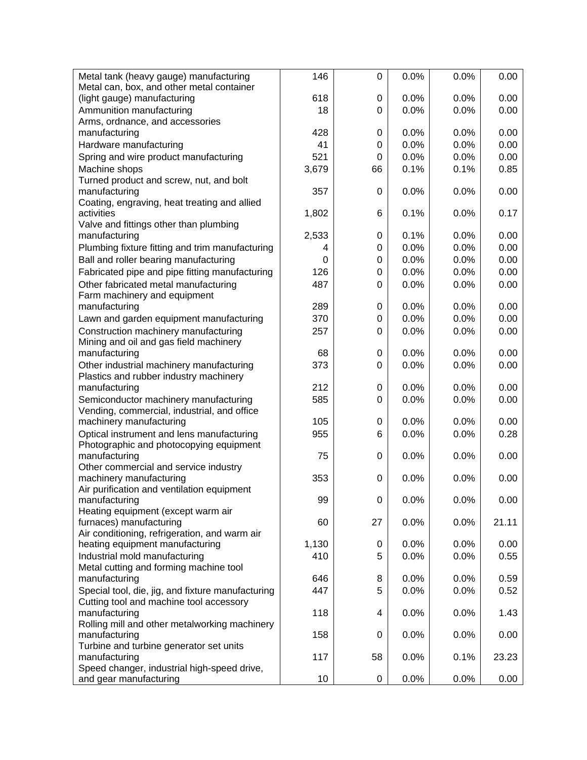| | | | | | |
|---|---|---|---|---|---|
| Metal tank (heavy gauge) manufacturing | 146 | 0 | 0.0% | 0.0% | 0.00 |
| Metal can, box, and other metal container (light gauge) manufacturing | 618 | 0 | 0.0% | 0.0% | 0.00 |
| Ammunition manufacturing | 18 | 0 | 0.0% | 0.0% | 0.00 |
| Arms, ordnance, and accessories manufacturing | 428 | 0 | 0.0% | 0.0% | 0.00 |
| Hardware manufacturing | 41 | 0 | 0.0% | 0.0% | 0.00 |
| Spring and wire product manufacturing | 521 | 0 | 0.0% | 0.0% | 0.00 |
| Machine shops | 3,679 | 66 | 0.1% | 0.1% | 0.85 |
| Turned product and screw, nut, and bolt manufacturing | 357 | 0 | 0.0% | 0.0% | 0.00 |
| Coating, engraving, heat treating and allied activities | 1,802 | 6 | 0.1% | 0.0% | 0.17 |
| Valve and fittings other than plumbing manufacturing | 2,533 | 0 | 0.1% | 0.0% | 0.00 |
| Plumbing fixture fitting and trim manufacturing | 4 | 0 | 0.0% | 0.0% | 0.00 |
| Ball and roller bearing manufacturing | 0 | 0 | 0.0% | 0.0% | 0.00 |
| Fabricated pipe and pipe fitting manufacturing | 126 | 0 | 0.0% | 0.0% | 0.00 |
| Other fabricated metal manufacturing | 487 | 0 | 0.0% | 0.0% | 0.00 |
| Farm machinery and equipment manufacturing | 289 | 0 | 0.0% | 0.0% | 0.00 |
| Lawn and garden equipment manufacturing | 370 | 0 | 0.0% | 0.0% | 0.00 |
| Construction machinery manufacturing | 257 | 0 | 0.0% | 0.0% | 0.00 |
| Mining and oil and gas field machinery manufacturing | 68 | 0 | 0.0% | 0.0% | 0.00 |
| Other industrial machinery manufacturing | 373 | 0 | 0.0% | 0.0% | 0.00 |
| Plastics and rubber industry machinery manufacturing | 212 | 0 | 0.0% | 0.0% | 0.00 |
| Semiconductor machinery manufacturing | 585 | 0 | 0.0% | 0.0% | 0.00 |
| Vending, commercial, industrial, and office machinery manufacturing | 105 | 0 | 0.0% | 0.0% | 0.00 |
| Optical instrument and lens manufacturing | 955 | 6 | 0.0% | 0.0% | 0.28 |
| Photographic and photocopying equipment manufacturing | 75 | 0 | 0.0% | 0.0% | 0.00 |
| Other commercial and service industry machinery manufacturing | 353 | 0 | 0.0% | 0.0% | 0.00 |
| Air purification and ventilation equipment manufacturing | 99 | 0 | 0.0% | 0.0% | 0.00 |
| Heating equipment (except warm air furnaces) manufacturing | 60 | 27 | 0.0% | 0.0% | 21.11 |
| Air conditioning, refrigeration, and warm air heating equipment manufacturing | 1,130 | 0 | 0.0% | 0.0% | 0.00 |
| Industrial mold manufacturing | 410 | 5 | 0.0% | 0.0% | 0.55 |
| Metal cutting and forming machine tool manufacturing | 646 | 8 | 0.0% | 0.0% | 0.59 |
| Special tool, die, jig, and fixture manufacturing | 447 | 5 | 0.0% | 0.0% | 0.52 |
| Cutting tool and machine tool accessory manufacturing | 118 | 4 | 0.0% | 0.0% | 1.43 |
| Rolling mill and other metalworking machinery manufacturing | 158 | 0 | 0.0% | 0.0% | 0.00 |
| Turbine and turbine generator set units manufacturing | 117 | 58 | 0.0% | 0.1% | 23.23 |
| Speed changer, industrial high-speed drive, and gear manufacturing | 10 | 0 | 0.0% | 0.0% | 0.00 |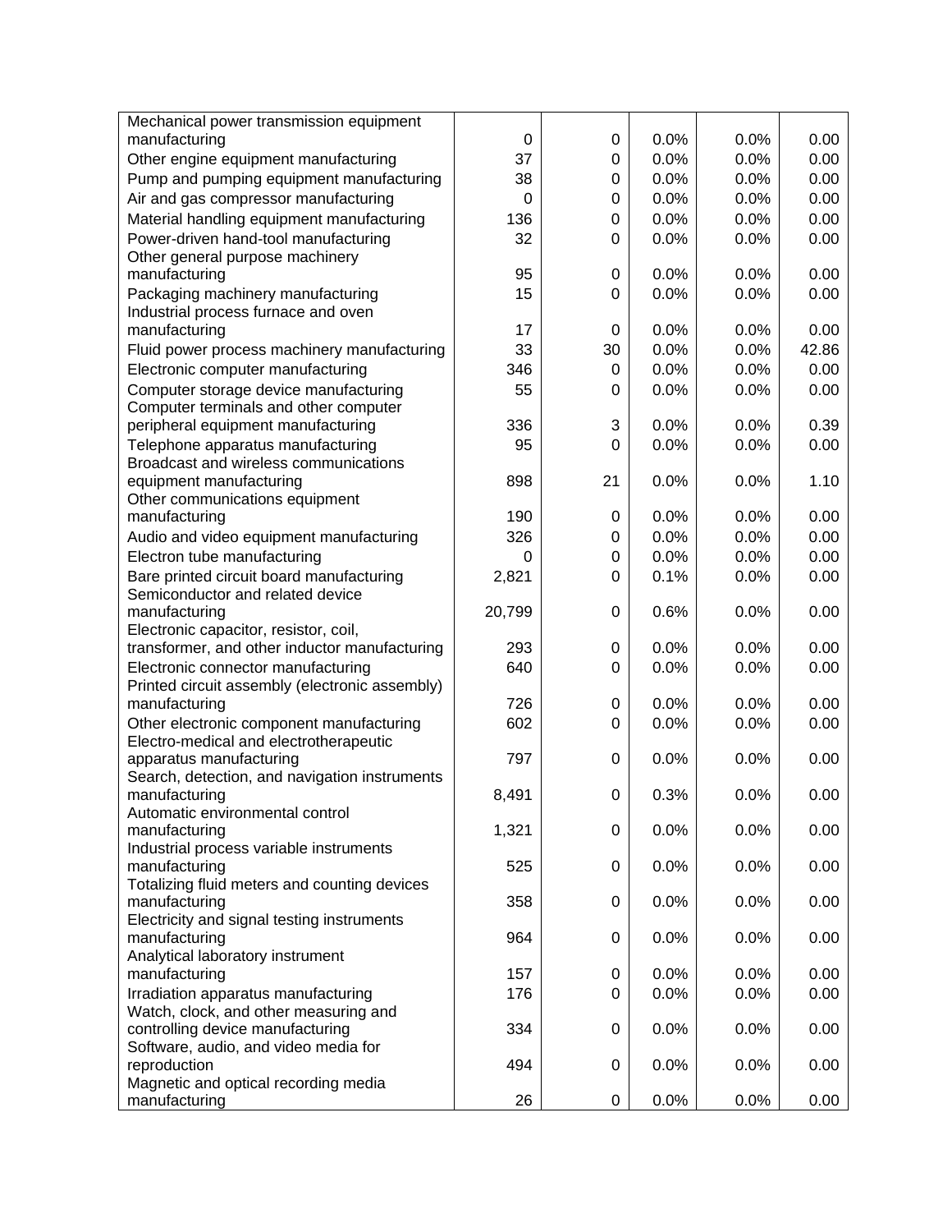| | | | | | |
|---|---|---|---|---|---|
| Mechanical power transmission equipment manufacturing | 0 | 0 | 0.0% | 0.0% | 0.00 |
| Other engine equipment manufacturing | 37 | 0 | 0.0% | 0.0% | 0.00 |
| Pump and pumping equipment manufacturing | 38 | 0 | 0.0% | 0.0% | 0.00 |
| Air and gas compressor manufacturing | 0 | 0 | 0.0% | 0.0% | 0.00 |
| Material handling equipment manufacturing | 136 | 0 | 0.0% | 0.0% | 0.00 |
| Power-driven hand-tool manufacturing | 32 | 0 | 0.0% | 0.0% | 0.00 |
| Other general purpose machinery manufacturing | 95 | 0 | 0.0% | 0.0% | 0.00 |
| Packaging machinery manufacturing | 15 | 0 | 0.0% | 0.0% | 0.00 |
| Industrial process furnace and oven manufacturing | 17 | 0 | 0.0% | 0.0% | 0.00 |
| Fluid power process machinery manufacturing | 33 | 30 | 0.0% | 0.0% | 42.86 |
| Electronic computer manufacturing | 346 | 0 | 0.0% | 0.0% | 0.00 |
| Computer storage device manufacturing | 55 | 0 | 0.0% | 0.0% | 0.00 |
| Computer terminals and other computer peripheral equipment manufacturing | 336 | 3 | 0.0% | 0.0% | 0.39 |
| Telephone apparatus manufacturing | 95 | 0 | 0.0% | 0.0% | 0.00 |
| Broadcast and wireless communications equipment manufacturing | 898 | 21 | 0.0% | 0.0% | 1.10 |
| Other communications equipment manufacturing | 190 | 0 | 0.0% | 0.0% | 0.00 |
| Audio and video equipment manufacturing | 326 | 0 | 0.0% | 0.0% | 0.00 |
| Electron tube manufacturing | 0 | 0 | 0.0% | 0.0% | 0.00 |
| Bare printed circuit board manufacturing | 2,821 | 0 | 0.1% | 0.0% | 0.00 |
| Semiconductor and related device manufacturing | 20,799 | 0 | 0.6% | 0.0% | 0.00 |
| Electronic capacitor, resistor, coil, transformer, and other inductor manufacturing | 293 | 0 | 0.0% | 0.0% | 0.00 |
| Electronic connector manufacturing | 640 | 0 | 0.0% | 0.0% | 0.00 |
| Printed circuit assembly (electronic assembly) manufacturing | 726 | 0 | 0.0% | 0.0% | 0.00 |
| Other electronic component manufacturing | 602 | 0 | 0.0% | 0.0% | 0.00 |
| Electro-medical and electrotherapeutic apparatus manufacturing | 797 | 0 | 0.0% | 0.0% | 0.00 |
| Search, detection, and navigation instruments manufacturing | 8,491 | 0 | 0.3% | 0.0% | 0.00 |
| Automatic environmental control manufacturing | 1,321 | 0 | 0.0% | 0.0% | 0.00 |
| Industrial process variable instruments manufacturing | 525 | 0 | 0.0% | 0.0% | 0.00 |
| Totalizing fluid meters and counting devices manufacturing | 358 | 0 | 0.0% | 0.0% | 0.00 |
| Electricity and signal testing instruments manufacturing | 964 | 0 | 0.0% | 0.0% | 0.00 |
| Analytical laboratory instrument manufacturing | 157 | 0 | 0.0% | 0.0% | 0.00 |
| Irradiation apparatus manufacturing | 176 | 0 | 0.0% | 0.0% | 0.00 |
| Watch, clock, and other measuring and controlling device manufacturing | 334 | 0 | 0.0% | 0.0% | 0.00 |
| Software, audio, and video media for reproduction | 494 | 0 | 0.0% | 0.0% | 0.00 |
| Magnetic and optical recording media manufacturing | 26 | 0 | 0.0% | 0.0% | 0.00 |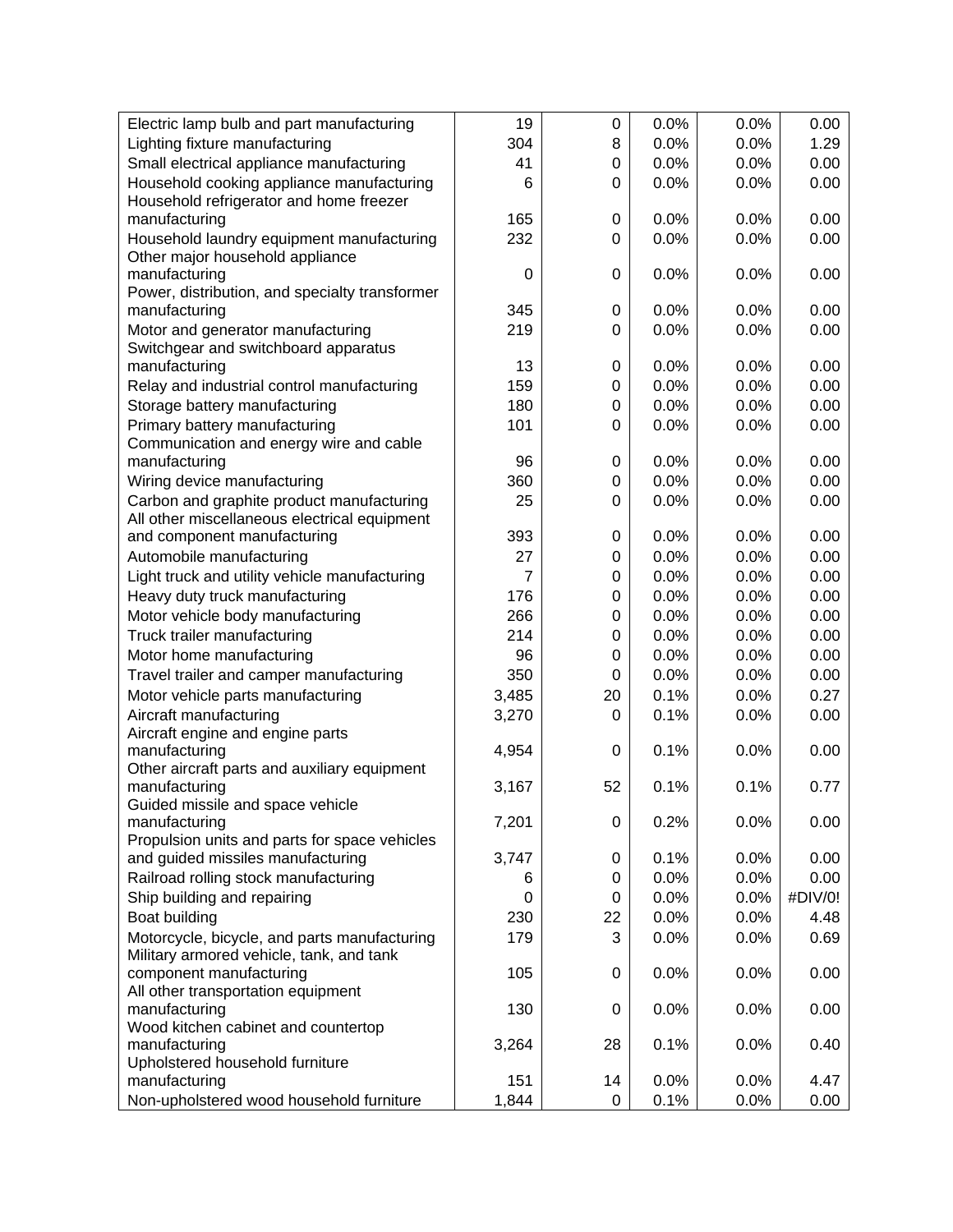| | | | | | |
|---|---|---|---|---|---|
| Electric lamp bulb and part manufacturing | 19 | 0 | 0.0% | 0.0% | 0.00 |
| Lighting fixture manufacturing | 304 | 8 | 0.0% | 0.0% | 1.29 |
| Small electrical appliance manufacturing | 41 | 0 | 0.0% | 0.0% | 0.00 |
| Household cooking appliance manufacturing | 6 | 0 | 0.0% | 0.0% | 0.00 |
| Household refrigerator and home freezer manufacturing | 165 | 0 | 0.0% | 0.0% | 0.00 |
| Household laundry equipment manufacturing | 232 | 0 | 0.0% | 0.0% | 0.00 |
| Other major household appliance manufacturing | 0 | 0 | 0.0% | 0.0% | 0.00 |
| Power, distribution, and specialty transformer manufacturing | 345 | 0 | 0.0% | 0.0% | 0.00 |
| Motor and generator manufacturing | 219 | 0 | 0.0% | 0.0% | 0.00 |
| Switchgear and switchboard apparatus manufacturing | 13 | 0 | 0.0% | 0.0% | 0.00 |
| Relay and industrial control manufacturing | 159 | 0 | 0.0% | 0.0% | 0.00 |
| Storage battery manufacturing | 180 | 0 | 0.0% | 0.0% | 0.00 |
| Primary battery manufacturing | 101 | 0 | 0.0% | 0.0% | 0.00 |
| Communication and energy wire and cable manufacturing | 96 | 0 | 0.0% | 0.0% | 0.00 |
| Wiring device manufacturing | 360 | 0 | 0.0% | 0.0% | 0.00 |
| Carbon and graphite product manufacturing | 25 | 0 | 0.0% | 0.0% | 0.00 |
| All other miscellaneous electrical equipment and component manufacturing | 393 | 0 | 0.0% | 0.0% | 0.00 |
| Automobile manufacturing | 27 | 0 | 0.0% | 0.0% | 0.00 |
| Light truck and utility vehicle manufacturing | 7 | 0 | 0.0% | 0.0% | 0.00 |
| Heavy duty truck manufacturing | 176 | 0 | 0.0% | 0.0% | 0.00 |
| Motor vehicle body manufacturing | 266 | 0 | 0.0% | 0.0% | 0.00 |
| Truck trailer manufacturing | 214 | 0 | 0.0% | 0.0% | 0.00 |
| Motor home manufacturing | 96 | 0 | 0.0% | 0.0% | 0.00 |
| Travel trailer and camper manufacturing | 350 | 0 | 0.0% | 0.0% | 0.00 |
| Motor vehicle parts manufacturing | 3,485 | 20 | 0.1% | 0.0% | 0.27 |
| Aircraft manufacturing | 3,270 | 0 | 0.1% | 0.0% | 0.00 |
| Aircraft engine and engine parts manufacturing | 4,954 | 0 | 0.1% | 0.0% | 0.00 |
| Other aircraft parts and auxiliary equipment manufacturing | 3,167 | 52 | 0.1% | 0.1% | 0.77 |
| Guided missile and space vehicle manufacturing | 7,201 | 0 | 0.2% | 0.0% | 0.00 |
| Propulsion units and parts for space vehicles and guided missiles manufacturing | 3,747 | 0 | 0.1% | 0.0% | 0.00 |
| Railroad rolling stock manufacturing | 6 | 0 | 0.0% | 0.0% | 0.00 |
| Ship building and repairing | 0 | 0 | 0.0% | 0.0% | #DIV/0! |
| Boat building | 230 | 22 | 0.0% | 0.0% | 4.48 |
| Motorcycle, bicycle, and parts manufacturing | 179 | 3 | 0.0% | 0.0% | 0.69 |
| Military armored vehicle, tank, and tank component manufacturing | 105 | 0 | 0.0% | 0.0% | 0.00 |
| All other transportation equipment manufacturing | 130 | 0 | 0.0% | 0.0% | 0.00 |
| Wood kitchen cabinet and countertop manufacturing | 3,264 | 28 | 0.1% | 0.0% | 0.40 |
| Upholstered household furniture manufacturing | 151 | 14 | 0.0% | 0.0% | 4.47 |
| Non-upholstered wood household furniture | 1,844 | 0 | 0.1% | 0.0% | 0.00 |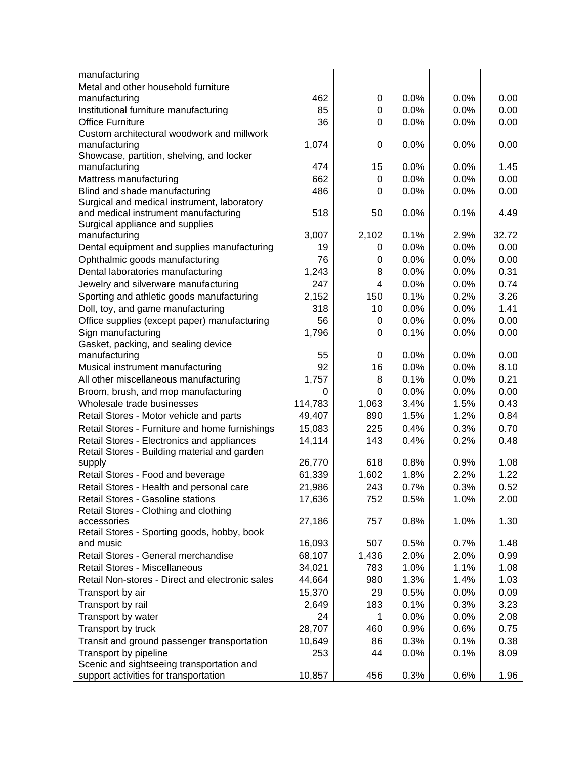| | | | | | |
|---|---|---|---|---|---|
| manufacturing | | | | | |
| Metal and other household furniture manufacturing | 462 | 0 | 0.0% | 0.0% | 0.00 |
| Institutional furniture manufacturing | 85 | 0 | 0.0% | 0.0% | 0.00 |
| Office Furniture | 36 | 0 | 0.0% | 0.0% | 0.00 |
| Custom architectural woodwork and millwork manufacturing | 1,074 | 0 | 0.0% | 0.0% | 0.00 |
| Showcase, partition, shelving, and locker manufacturing | 474 | 15 | 0.0% | 0.0% | 1.45 |
| Mattress manufacturing | 662 | 0 | 0.0% | 0.0% | 0.00 |
| Blind and shade manufacturing | 486 | 0 | 0.0% | 0.0% | 0.00 |
| Surgical and medical instrument, laboratory and medical instrument manufacturing | 518 | 50 | 0.0% | 0.1% | 4.49 |
| Surgical appliance and supplies manufacturing | 3,007 | 2,102 | 0.1% | 2.9% | 32.72 |
| Dental equipment and supplies manufacturing | 19 | 0 | 0.0% | 0.0% | 0.00 |
| Ophthalmic goods manufacturing | 76 | 0 | 0.0% | 0.0% | 0.00 |
| Dental laboratories manufacturing | 1,243 | 8 | 0.0% | 0.0% | 0.31 |
| Jewelry and silverware manufacturing | 247 | 4 | 0.0% | 0.0% | 0.74 |
| Sporting and athletic goods manufacturing | 2,152 | 150 | 0.1% | 0.2% | 3.26 |
| Doll, toy, and game manufacturing | 318 | 10 | 0.0% | 0.0% | 1.41 |
| Office supplies (except paper) manufacturing | 56 | 0 | 0.0% | 0.0% | 0.00 |
| Sign manufacturing | 1,796 | 0 | 0.1% | 0.0% | 0.00 |
| Gasket, packing, and sealing device manufacturing | 55 | 0 | 0.0% | 0.0% | 0.00 |
| Musical instrument manufacturing | 92 | 16 | 0.0% | 0.0% | 8.10 |
| All other miscellaneous manufacturing | 1,757 | 8 | 0.1% | 0.0% | 0.21 |
| Broom, brush, and mop manufacturing | 0 | 0 | 0.0% | 0.0% | 0.00 |
| Wholesale trade businesses | 114,783 | 1,063 | 3.4% | 1.5% | 0.43 |
| Retail Stores - Motor vehicle and parts | 49,407 | 890 | 1.5% | 1.2% | 0.84 |
| Retail Stores - Furniture and home furnishings | 15,083 | 225 | 0.4% | 0.3% | 0.70 |
| Retail Stores - Electronics and appliances | 14,114 | 143 | 0.4% | 0.2% | 0.48 |
| Retail Stores - Building material and garden supply | 26,770 | 618 | 0.8% | 0.9% | 1.08 |
| Retail Stores - Food and beverage | 61,339 | 1,602 | 1.8% | 2.2% | 1.22 |
| Retail Stores - Health and personal care | 21,986 | 243 | 0.7% | 0.3% | 0.52 |
| Retail Stores - Gasoline stations | 17,636 | 752 | 0.5% | 1.0% | 2.00 |
| Retail Stores - Clothing and clothing accessories | 27,186 | 757 | 0.8% | 1.0% | 1.30 |
| Retail Stores - Sporting goods, hobby, book and music | 16,093 | 507 | 0.5% | 0.7% | 1.48 |
| Retail Stores - General merchandise | 68,107 | 1,436 | 2.0% | 2.0% | 0.99 |
| Retail Stores - Miscellaneous | 34,021 | 783 | 1.0% | 1.1% | 1.08 |
| Retail Non-stores - Direct and electronic sales | 44,664 | 980 | 1.3% | 1.4% | 1.03 |
| Transport by air | 15,370 | 29 | 0.5% | 0.0% | 0.09 |
| Transport by rail | 2,649 | 183 | 0.1% | 0.3% | 3.23 |
| Transport by water | 24 | 1 | 0.0% | 0.0% | 2.08 |
| Transport by truck | 28,707 | 460 | 0.9% | 0.6% | 0.75 |
| Transit and ground passenger transportation | 10,649 | 86 | 0.3% | 0.1% | 0.38 |
| Transport by pipeline | 253 | 44 | 0.0% | 0.1% | 8.09 |
| Scenic and sightseeing transportation and support activities for transportation | 10,857 | 456 | 0.3% | 0.6% | 1.96 |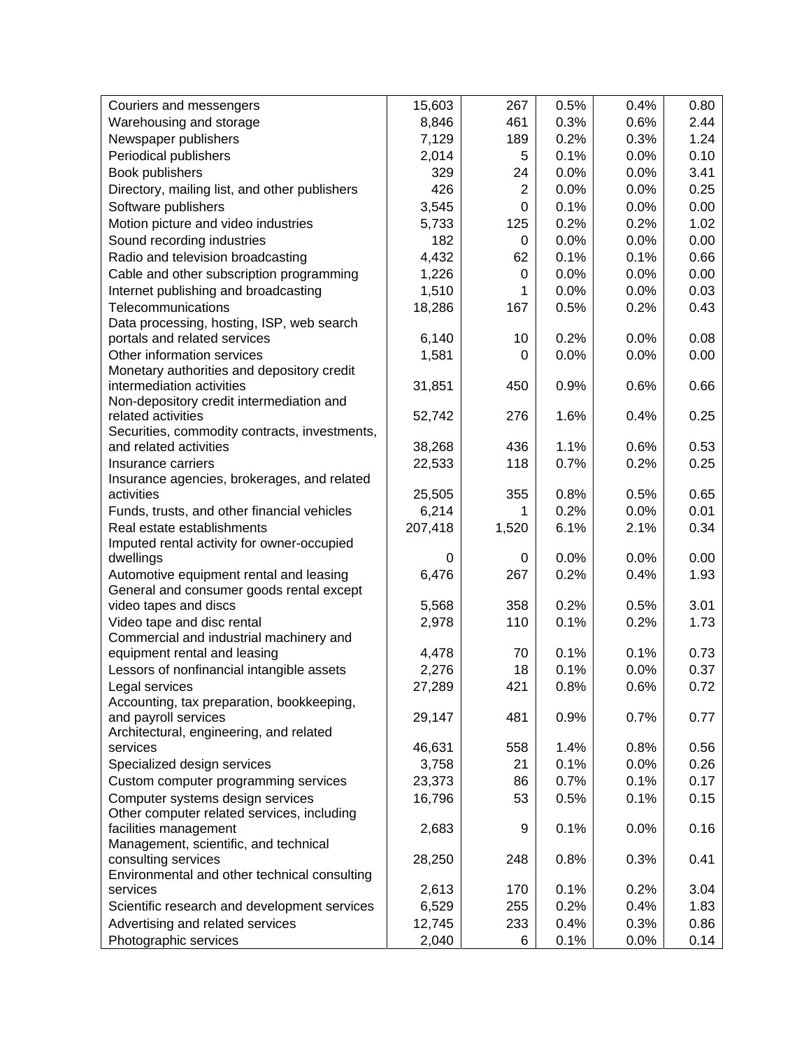| | | | | | |
|---|---|---|---|---|---|
| Couriers and messengers | 15,603 | 267 | 0.5% | 0.4% | 0.80 |
| Warehousing and storage | 8,846 | 461 | 0.3% | 0.6% | 2.44 |
| Newspaper publishers | 7,129 | 189 | 0.2% | 0.3% | 1.24 |
| Periodical publishers | 2,014 | 5 | 0.1% | 0.0% | 0.10 |
| Book publishers | 329 | 24 | 0.0% | 0.0% | 3.41 |
| Directory, mailing list, and other publishers | 426 | 2 | 0.0% | 0.0% | 0.25 |
| Software publishers | 3,545 | 0 | 0.1% | 0.0% | 0.00 |
| Motion picture and video industries | 5,733 | 125 | 0.2% | 0.2% | 1.02 |
| Sound recording industries | 182 | 0 | 0.0% | 0.0% | 0.00 |
| Radio and television broadcasting | 4,432 | 62 | 0.1% | 0.1% | 0.66 |
| Cable and other subscription programming | 1,226 | 0 | 0.0% | 0.0% | 0.00 |
| Internet publishing and broadcasting | 1,510 | 1 | 0.0% | 0.0% | 0.03 |
| Telecommunications | 18,286 | 167 | 0.5% | 0.2% | 0.43 |
| Data processing, hosting, ISP, web search portals and related services | 6,140 | 10 | 0.2% | 0.0% | 0.08 |
| Other information services | 1,581 | 0 | 0.0% | 0.0% | 0.00 |
| Monetary authorities and depository credit intermediation activities | 31,851 | 450 | 0.9% | 0.6% | 0.66 |
| Non-depository credit intermediation and related activities | 52,742 | 276 | 1.6% | 0.4% | 0.25 |
| Securities, commodity contracts, investments, and related activities | 38,268 | 436 | 1.1% | 0.6% | 0.53 |
| Insurance carriers | 22,533 | 118 | 0.7% | 0.2% | 0.25 |
| Insurance agencies, brokerages, and related activities | 25,505 | 355 | 0.8% | 0.5% | 0.65 |
| Funds, trusts, and other financial vehicles | 6,214 | 1 | 0.2% | 0.0% | 0.01 |
| Real estate establishments | 207,418 | 1,520 | 6.1% | 2.1% | 0.34 |
| Imputed rental activity for owner-occupied dwellings | 0 | 0 | 0.0% | 0.0% | 0.00 |
| Automotive equipment rental and leasing | 6,476 | 267 | 0.2% | 0.4% | 1.93 |
| General and consumer goods rental except video tapes and discs | 5,568 | 358 | 0.2% | 0.5% | 3.01 |
| Video tape and disc rental | 2,978 | 110 | 0.1% | 0.2% | 1.73 |
| Commercial and industrial machinery and equipment rental and leasing | 4,478 | 70 | 0.1% | 0.1% | 0.73 |
| Lessors of nonfinancial intangible assets | 2,276 | 18 | 0.1% | 0.0% | 0.37 |
| Legal services | 27,289 | 421 | 0.8% | 0.6% | 0.72 |
| Accounting, tax preparation, bookkeeping, and payroll services | 29,147 | 481 | 0.9% | 0.7% | 0.77 |
| Architectural, engineering, and related services | 46,631 | 558 | 1.4% | 0.8% | 0.56 |
| Specialized design services | 3,758 | 21 | 0.1% | 0.0% | 0.26 |
| Custom computer programming services | 23,373 | 86 | 0.7% | 0.1% | 0.17 |
| Computer systems design services | 16,796 | 53 | 0.5% | 0.1% | 0.15 |
| Other computer related services, including facilities management | 2,683 | 9 | 0.1% | 0.0% | 0.16 |
| Management, scientific, and technical consulting services | 28,250 | 248 | 0.8% | 0.3% | 0.41 |
| Environmental and other technical consulting services | 2,613 | 170 | 0.1% | 0.2% | 3.04 |
| Scientific research and development services | 6,529 | 255 | 0.2% | 0.4% | 1.83 |
| Advertising and related services | 12,745 | 233 | 0.4% | 0.3% | 0.86 |
| Photographic services | 2,040 | 6 | 0.1% | 0.0% | 0.14 |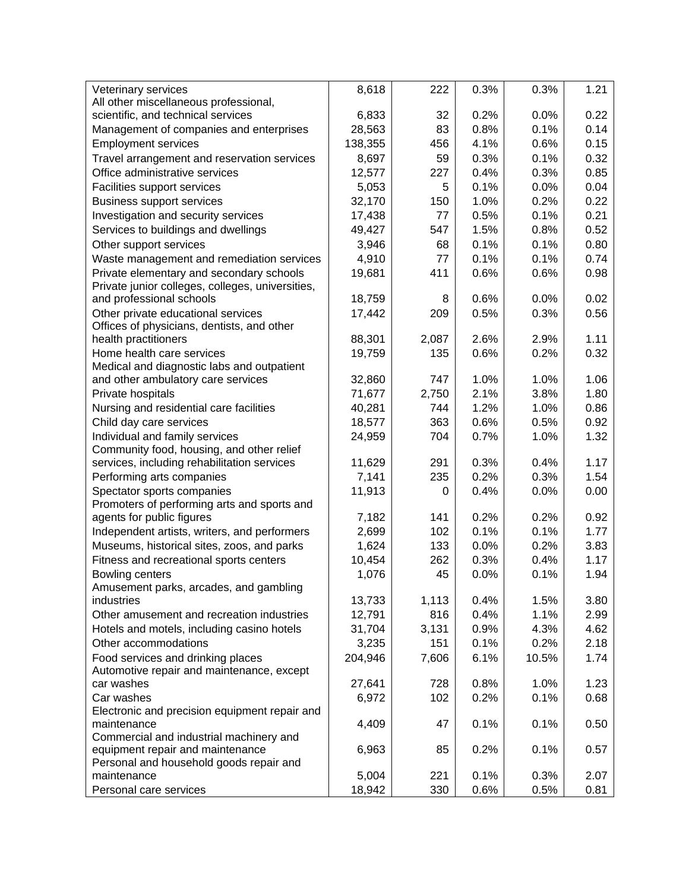| | | | | | |
|---|---|---|---|---|---|
| Veterinary services | 8,618 | 222 | 0.3% | 0.3% | 1.21 |
| All other miscellaneous professional, scientific, and technical services | 6,833 | 32 | 0.2% | 0.0% | 0.22 |
| Management of companies and enterprises | 28,563 | 83 | 0.8% | 0.1% | 0.14 |
| Employment services | 138,355 | 456 | 4.1% | 0.6% | 0.15 |
| Travel arrangement and reservation services | 8,697 | 59 | 0.3% | 0.1% | 0.32 |
| Office administrative services | 12,577 | 227 | 0.4% | 0.3% | 0.85 |
| Facilities support services | 5,053 | 5 | 0.1% | 0.0% | 0.04 |
| Business support services | 32,170 | 150 | 1.0% | 0.2% | 0.22 |
| Investigation and security services | 17,438 | 77 | 0.5% | 0.1% | 0.21 |
| Services to buildings and dwellings | 49,427 | 547 | 1.5% | 0.8% | 0.52 |
| Other support services | 3,946 | 68 | 0.1% | 0.1% | 0.80 |
| Waste management and remediation services | 4,910 | 77 | 0.1% | 0.1% | 0.74 |
| Private elementary and secondary schools | 19,681 | 411 | 0.6% | 0.6% | 0.98 |
| Private junior colleges, colleges, universities, and professional schools | 18,759 | 8 | 0.6% | 0.0% | 0.02 |
| Other private educational services | 17,442 | 209 | 0.5% | 0.3% | 0.56 |
| Offices of physicians, dentists, and other health practitioners | 88,301 | 2,087 | 2.6% | 2.9% | 1.11 |
| Home health care services | 19,759 | 135 | 0.6% | 0.2% | 0.32 |
| Medical and diagnostic labs and outpatient and other ambulatory care services | 32,860 | 747 | 1.0% | 1.0% | 1.06 |
| Private hospitals | 71,677 | 2,750 | 2.1% | 3.8% | 1.80 |
| Nursing and residential care facilities | 40,281 | 744 | 1.2% | 1.0% | 0.86 |
| Child day care services | 18,577 | 363 | 0.6% | 0.5% | 0.92 |
| Individual and family services | 24,959 | 704 | 0.7% | 1.0% | 1.32 |
| Community food, housing, and other relief services, including rehabilitation services | 11,629 | 291 | 0.3% | 0.4% | 1.17 |
| Performing arts companies | 7,141 | 235 | 0.2% | 0.3% | 1.54 |
| Spectator sports companies | 11,913 | 0 | 0.4% | 0.0% | 0.00 |
| Promoters of performing arts and sports and agents for public figures | 7,182 | 141 | 0.2% | 0.2% | 0.92 |
| Independent artists, writers, and performers | 2,699 | 102 | 0.1% | 0.1% | 1.77 |
| Museums, historical sites, zoos, and parks | 1,624 | 133 | 0.0% | 0.2% | 3.83 |
| Fitness and recreational sports centers | 10,454 | 262 | 0.3% | 0.4% | 1.17 |
| Bowling centers | 1,076 | 45 | 0.0% | 0.1% | 1.94 |
| Amusement parks, arcades, and gambling industries | 13,733 | 1,113 | 0.4% | 1.5% | 3.80 |
| Other amusement and recreation industries | 12,791 | 816 | 0.4% | 1.1% | 2.99 |
| Hotels and motels, including casino hotels | 31,704 | 3,131 | 0.9% | 4.3% | 4.62 |
| Other accommodations | 3,235 | 151 | 0.1% | 0.2% | 2.18 |
| Food services and drinking places | 204,946 | 7,606 | 6.1% | 10.5% | 1.74 |
| Automotive repair and maintenance, except car washes | 27,641 | 728 | 0.8% | 1.0% | 1.23 |
| Car washes | 6,972 | 102 | 0.2% | 0.1% | 0.68 |
| Electronic and precision equipment repair and maintenance | 4,409 | 47 | 0.1% | 0.1% | 0.50 |
| Commercial and industrial machinery and equipment repair and maintenance | 6,963 | 85 | 0.2% | 0.1% | 0.57 |
| Personal and household goods repair and maintenance | 5,004 | 221 | 0.1% | 0.3% | 2.07 |
| Personal care services | 18,942 | 330 | 0.6% | 0.5% | 0.81 |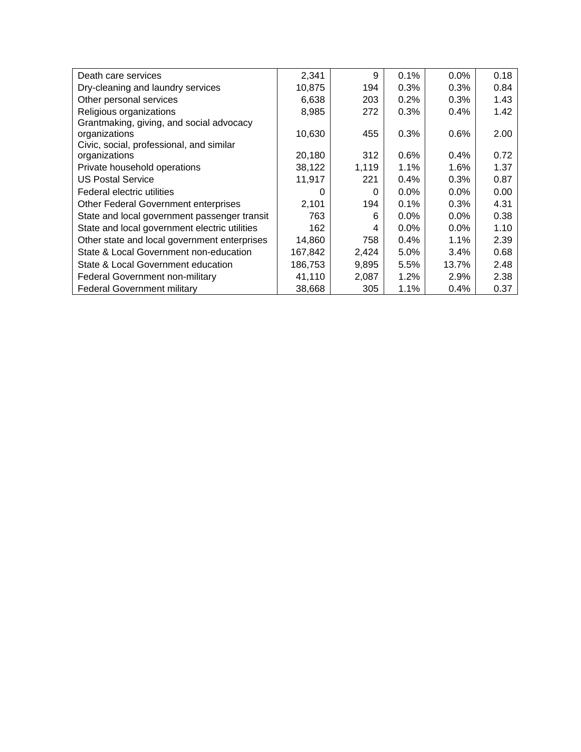| | | | | | |
|---|---|---|---|---|---|
| Death care services | 2,341 | 9 | 0.1% | 0.0% | 0.18 |
| Dry-cleaning and laundry services | 10,875 | 194 | 0.3% | 0.3% | 0.84 |
| Other personal services | 6,638 | 203 | 0.2% | 0.3% | 1.43 |
| Religious organizations | 8,985 | 272 | 0.3% | 0.4% | 1.42 |
| Grantmaking, giving, and social advocacy organizations | 10,630 | 455 | 0.3% | 0.6% | 2.00 |
| Civic, social, professional, and similar organizations | 20,180 | 312 | 0.6% | 0.4% | 0.72 |
| Private household operations | 38,122 | 1,119 | 1.1% | 1.6% | 1.37 |
| US Postal Service | 11,917 | 221 | 0.4% | 0.3% | 0.87 |
| Federal electric utilities | 0 | 0 | 0.0% | 0.0% | 0.00 |
| Other Federal Government enterprises | 2,101 | 194 | 0.1% | 0.3% | 4.31 |
| State and local government passenger transit | 763 | 6 | 0.0% | 0.0% | 0.38 |
| State and local government electric utilities | 162 | 4 | 0.0% | 0.0% | 1.10 |
| Other state and local government enterprises | 14,860 | 758 | 0.4% | 1.1% | 2.39 |
| State & Local Government non-education | 167,842 | 2,424 | 5.0% | 3.4% | 0.68 |
| State & Local Government education | 186,753 | 9,895 | 5.5% | 13.7% | 2.48 |
| Federal Government non-military | 41,110 | 2,087 | 1.2% | 2.9% | 2.38 |
| Federal Government military | 38,668 | 305 | 1.1% | 0.4% | 0.37 |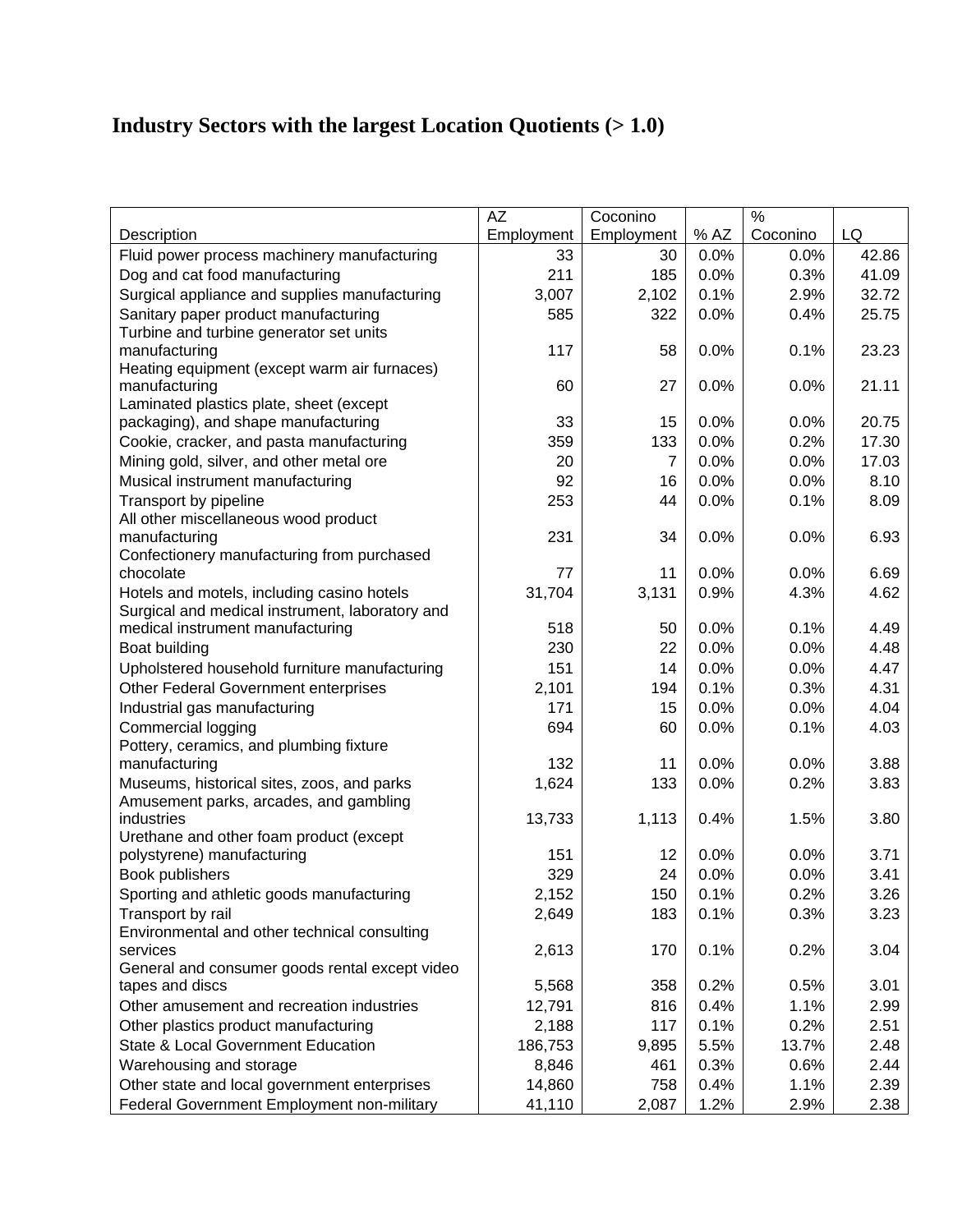# Industry Sectors with the largest Location Quotients (> 1.0)

| Description | AZ Employment | Coconino Employment | % AZ | % Coconino | LQ |
|---|---|---|---|---|---|
| Fluid power process machinery manufacturing | 33 | 30 | 0.0% | 0.0% | 42.86 |
| Dog and cat food manufacturing | 211 | 185 | 0.0% | 0.3% | 41.09 |
| Surgical appliance and supplies manufacturing | 3,007 | 2,102 | 0.1% | 2.9% | 32.72 |
| Sanitary paper product manufacturing | 585 | 322 | 0.0% | 0.4% | 25.75 |
| Turbine and turbine generator set units manufacturing | 117 | 58 | 0.0% | 0.1% | 23.23 |
| Heating equipment (except warm air furnaces) manufacturing | 60 | 27 | 0.0% | 0.0% | 21.11 |
| Laminated plastics plate, sheet (except packaging), and shape manufacturing | 33 | 15 | 0.0% | 0.0% | 20.75 |
| Cookie, cracker, and pasta manufacturing | 359 | 133 | 0.0% | 0.2% | 17.30 |
| Mining gold, silver, and other metal ore | 20 | 7 | 0.0% | 0.0% | 17.03 |
| Musical instrument manufacturing | 92 | 16 | 0.0% | 0.0% | 8.10 |
| Transport by pipeline | 253 | 44 | 0.0% | 0.1% | 8.09 |
| All other miscellaneous wood product manufacturing | 231 | 34 | 0.0% | 0.0% | 6.93 |
| Confectionery manufacturing from purchased chocolate | 77 | 11 | 0.0% | 0.0% | 6.69 |
| Hotels and motels, including casino hotels | 31,704 | 3,131 | 0.9% | 4.3% | 4.62 |
| Surgical and medical instrument, laboratory and medical instrument manufacturing | 518 | 50 | 0.0% | 0.1% | 4.49 |
| Boat building | 230 | 22 | 0.0% | 0.0% | 4.48 |
| Upholstered household furniture manufacturing | 151 | 14 | 0.0% | 0.0% | 4.47 |
| Other Federal Government enterprises | 2,101 | 194 | 0.1% | 0.3% | 4.31 |
| Industrial gas manufacturing | 171 | 15 | 0.0% | 0.0% | 4.04 |
| Commercial logging | 694 | 60 | 0.0% | 0.1% | 4.03 |
| Pottery, ceramics, and plumbing fixture manufacturing | 132 | 11 | 0.0% | 0.0% | 3.88 |
| Museums, historical sites, zoos, and parks | 1,624 | 133 | 0.0% | 0.2% | 3.83 |
| Amusement parks, arcades, and gambling industries | 13,733 | 1,113 | 0.4% | 1.5% | 3.80 |
| Urethane and other foam product (except polystyrene) manufacturing | 151 | 12 | 0.0% | 0.0% | 3.71 |
| Book publishers | 329 | 24 | 0.0% | 0.0% | 3.41 |
| Sporting and athletic goods manufacturing | 2,152 | 150 | 0.1% | 0.2% | 3.26 |
| Transport by rail | 2,649 | 183 | 0.1% | 0.3% | 3.23 |
| Environmental and other technical consulting services | 2,613 | 170 | 0.1% | 0.2% | 3.04 |
| General and consumer goods rental except video tapes and discs | 5,568 | 358 | 0.2% | 0.5% | 3.01 |
| Other amusement and recreation industries | 12,791 | 816 | 0.4% | 1.1% | 2.99 |
| Other plastics product manufacturing | 2,188 | 117 | 0.1% | 0.2% | 2.51 |
| State & Local Government Education | 186,753 | 9,895 | 5.5% | 13.7% | 2.48 |
| Warehousing and storage | 8,846 | 461 | 0.3% | 0.6% | 2.44 |
| Other state and local government enterprises | 14,860 | 758 | 0.4% | 1.1% | 2.39 |
| Federal Government Employment non-military | 41,110 | 2,087 | 1.2% | 2.9% | 2.38 |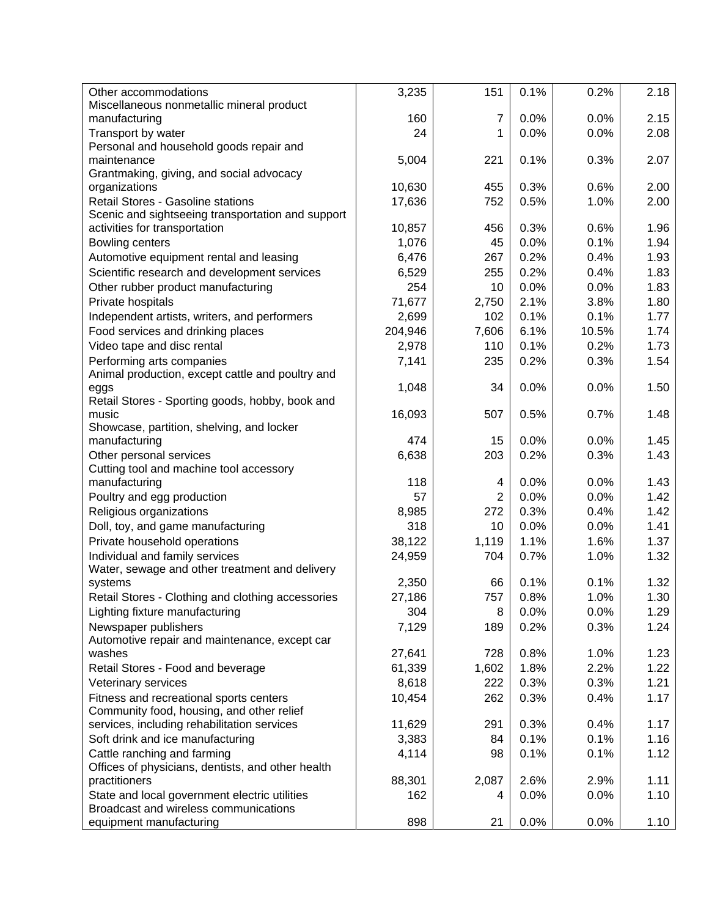| | | | | | |
|---|---|---|---|---|---|
| Other accommodations | 3,235 | 151 | 0.1% | 0.2% | 2.18 |
| Miscellaneous nonmetallic mineral product manufacturing | 160 | 7 | 0.0% | 0.0% | 2.15 |
| Transport by water | 24 | 1 | 0.0% | 0.0% | 2.08 |
| Personal and household goods repair and maintenance | 5,004 | 221 | 0.1% | 0.3% | 2.07 |
| Grantmaking, giving, and social advocacy organizations | 10,630 | 455 | 0.3% | 0.6% | 2.00 |
| Retail Stores - Gasoline stations | 17,636 | 752 | 0.5% | 1.0% | 2.00 |
| Scenic and sightseeing transportation and support activities for transportation | 10,857 | 456 | 0.3% | 0.6% | 1.96 |
| Bowling centers | 1,076 | 45 | 0.0% | 0.1% | 1.94 |
| Automotive equipment rental and leasing | 6,476 | 267 | 0.2% | 0.4% | 1.93 |
| Scientific research and development services | 6,529 | 255 | 0.2% | 0.4% | 1.83 |
| Other rubber product manufacturing | 254 | 10 | 0.0% | 0.0% | 1.83 |
| Private hospitals | 71,677 | 2,750 | 2.1% | 3.8% | 1.80 |
| Independent artists, writers, and performers | 2,699 | 102 | 0.1% | 0.1% | 1.77 |
| Food services and drinking places | 204,946 | 7,606 | 6.1% | 10.5% | 1.74 |
| Video tape and disc rental | 2,978 | 110 | 0.1% | 0.2% | 1.73 |
| Performing arts companies | 7,141 | 235 | 0.2% | 0.3% | 1.54 |
| Animal production, except cattle and poultry and eggs | 1,048 | 34 | 0.0% | 0.0% | 1.50 |
| Retail Stores - Sporting goods, hobby, book and music | 16,093 | 507 | 0.5% | 0.7% | 1.48 |
| Showcase, partition, shelving, and locker manufacturing | 474 | 15 | 0.0% | 0.0% | 1.45 |
| Other personal services | 6,638 | 203 | 0.2% | 0.3% | 1.43 |
| Cutting tool and machine tool accessory manufacturing | 118 | 4 | 0.0% | 0.0% | 1.43 |
| Poultry and egg production | 57 | 2 | 0.0% | 0.0% | 1.42 |
| Religious organizations | 8,985 | 272 | 0.3% | 0.4% | 1.42 |
| Doll, toy, and game manufacturing | 318 | 10 | 0.0% | 0.0% | 1.41 |
| Private household operations | 38,122 | 1,119 | 1.1% | 1.6% | 1.37 |
| Individual and family services | 24,959 | 704 | 0.7% | 1.0% | 1.32 |
| Water, sewage and other treatment and delivery systems | 2,350 | 66 | 0.1% | 0.1% | 1.32 |
| Retail Stores - Clothing and clothing accessories | 27,186 | 757 | 0.8% | 1.0% | 1.30 |
| Lighting fixture manufacturing | 304 | 8 | 0.0% | 0.0% | 1.29 |
| Newspaper publishers | 7,129 | 189 | 0.2% | 0.3% | 1.24 |
| Automotive repair and maintenance, except car washes | 27,641 | 728 | 0.8% | 1.0% | 1.23 |
| Retail Stores - Food and beverage | 61,339 | 1,602 | 1.8% | 2.2% | 1.22 |
| Veterinary services | 8,618 | 222 | 0.3% | 0.3% | 1.21 |
| Fitness and recreational sports centers | 10,454 | 262 | 0.3% | 0.4% | 1.17 |
| Community food, housing, and other relief services, including rehabilitation services | 11,629 | 291 | 0.3% | 0.4% | 1.17 |
| Soft drink and ice manufacturing | 3,383 | 84 | 0.1% | 0.1% | 1.16 |
| Cattle ranching and farming | 4,114 | 98 | 0.1% | 0.1% | 1.12 |
| Offices of physicians, dentists, and other health practitioners | 88,301 | 2,087 | 2.6% | 2.9% | 1.11 |
| State and local government electric utilities | 162 | 4 | 0.0% | 0.0% | 1.10 |
| Broadcast and wireless communications equipment manufacturing | 898 | 21 | 0.0% | 0.0% | 1.10 |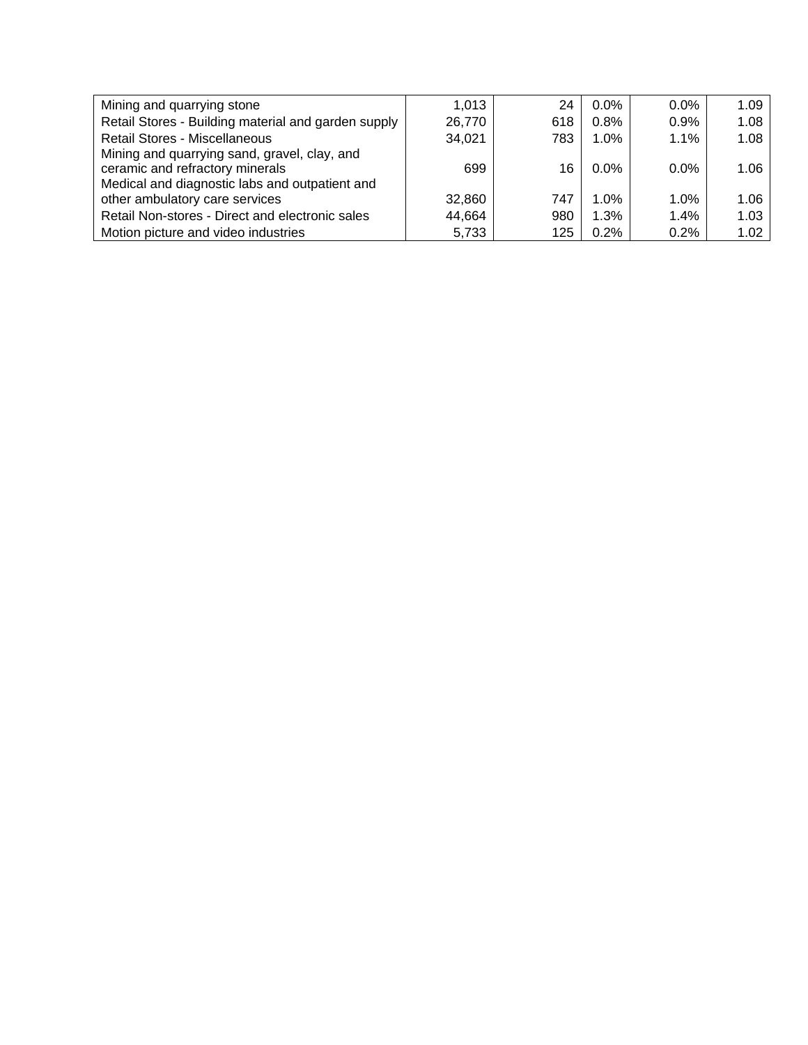| | | | | | |
|---|---|---|---|---|---|
| Mining and quarrying stone | 1,013 | 24 | 0.0% | 0.0% | 1.09 |
| Retail Stores - Building material and garden supply | 26,770 | 618 | 0.8% | 0.9% | 1.08 |
| Retail Stores - Miscellaneous | 34,021 | 783 | 1.0% | 1.1% | 1.08 |
| Mining and quarrying sand, gravel, clay, and ceramic and refractory minerals | 699 | 16 | 0.0% | 0.0% | 1.06 |
| Medical and diagnostic labs and outpatient and other ambulatory care services | 32,860 | 747 | 1.0% | 1.0% | 1.06 |
| Retail Non-stores - Direct and electronic sales | 44,664 | 980 | 1.3% | 1.4% | 1.03 |
| Motion picture and video industries | 5,733 | 125 | 0.2% | 0.2% | 1.02 |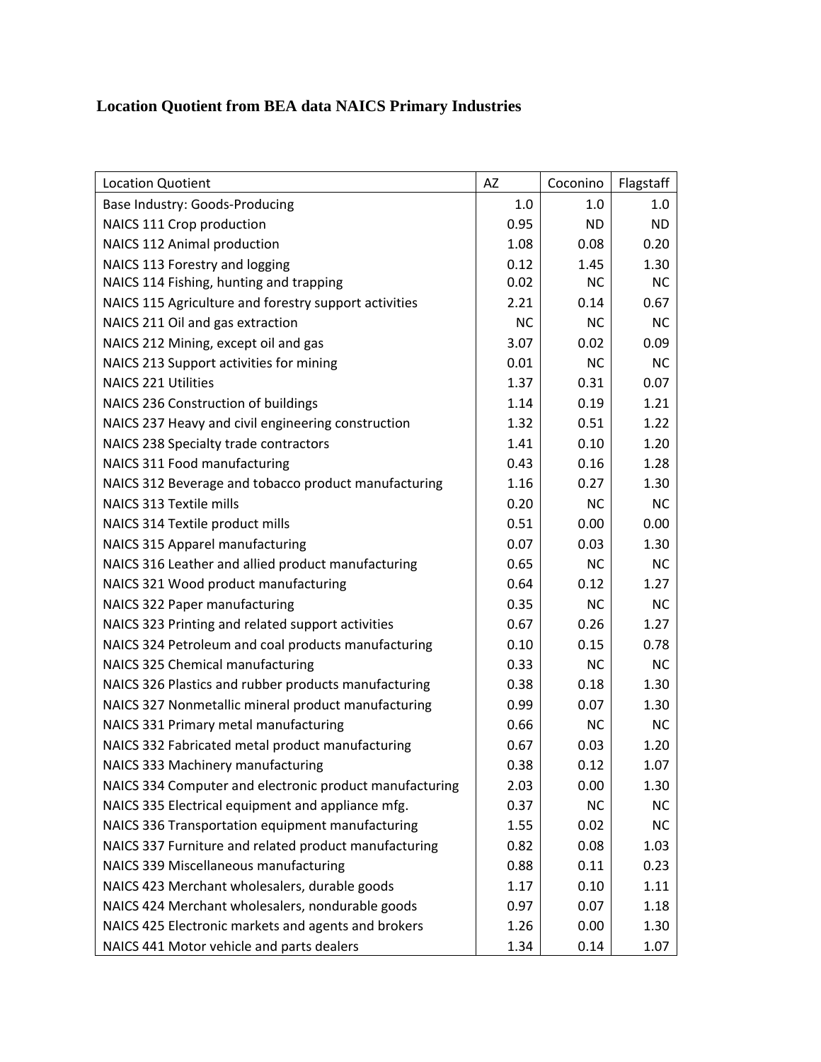**Location Quotient from BEA data NAICS Primary Industries**

| Location Quotient | AZ | Coconino | Flagstaff |
|---|---|---|---|
| Base Industry: Goods-Producing | 1.0 | 1.0 | 1.0 |
| NAICS 111 Crop production | 0.95 | ND | ND |
| NAICS 112 Animal production | 1.08 | 0.08 | 0.20 |
| NAICS 113 Forestry and logging | 0.12 | 1.45 | 1.30 |
| NAICS 114 Fishing, hunting and trapping | 0.02 | NC | NC |
| NAICS 115 Agriculture and forestry support activities | 2.21 | 0.14 | 0.67 |
| NAICS 211 Oil and gas extraction | NC | NC | NC |
| NAICS 212 Mining, except oil and gas | 3.07 | 0.02 | 0.09 |
| NAICS 213 Support activities for mining | 0.01 | NC | NC |
| NAICS 221 Utilities | 1.37 | 0.31 | 0.07 |
| NAICS 236 Construction of buildings | 1.14 | 0.19 | 1.21 |
| NAICS 237 Heavy and civil engineering construction | 1.32 | 0.51 | 1.22 |
| NAICS 238 Specialty trade contractors | 1.41 | 0.10 | 1.20 |
| NAICS 311 Food manufacturing | 0.43 | 0.16 | 1.28 |
| NAICS 312 Beverage and tobacco product manufacturing | 1.16 | 0.27 | 1.30 |
| NAICS 313 Textile mills | 0.20 | NC | NC |
| NAICS 314 Textile product mills | 0.51 | 0.00 | 0.00 |
| NAICS 315 Apparel manufacturing | 0.07 | 0.03 | 1.30 |
| NAICS 316 Leather and allied product manufacturing | 0.65 | NC | NC |
| NAICS 321 Wood product manufacturing | 0.64 | 0.12 | 1.27 |
| NAICS 322 Paper manufacturing | 0.35 | NC | NC |
| NAICS 323 Printing and related support activities | 0.67 | 0.26 | 1.27 |
| NAICS 324 Petroleum and coal products manufacturing | 0.10 | 0.15 | 0.78 |
| NAICS 325 Chemical manufacturing | 0.33 | NC | NC |
| NAICS 326 Plastics and rubber products manufacturing | 0.38 | 0.18 | 1.30 |
| NAICS 327 Nonmetallic mineral product manufacturing | 0.99 | 0.07 | 1.30 |
| NAICS 331 Primary metal manufacturing | 0.66 | NC | NC |
| NAICS 332 Fabricated metal product manufacturing | 0.67 | 0.03 | 1.20 |
| NAICS 333 Machinery manufacturing | 0.38 | 0.12 | 1.07 |
| NAICS 334 Computer and electronic product manufacturing | 2.03 | 0.00 | 1.30 |
| NAICS 335 Electrical equipment and appliance mfg. | 0.37 | NC | NC |
| NAICS 336 Transportation equipment manufacturing | 1.55 | 0.02 | NC |
| NAICS 337 Furniture and related product manufacturing | 0.82 | 0.08 | 1.03 |
| NAICS 339 Miscellaneous manufacturing | 0.88 | 0.11 | 0.23 |
| NAICS 423 Merchant wholesalers, durable goods | 1.17 | 0.10 | 1.11 |
| NAICS 424 Merchant wholesalers, nondurable goods | 0.97 | 0.07 | 1.18 |
| NAICS 425 Electronic markets and agents and brokers | 1.26 | 0.00 | 1.30 |
| NAICS 441 Motor vehicle and parts dealers | 1.34 | 0.14 | 1.07 |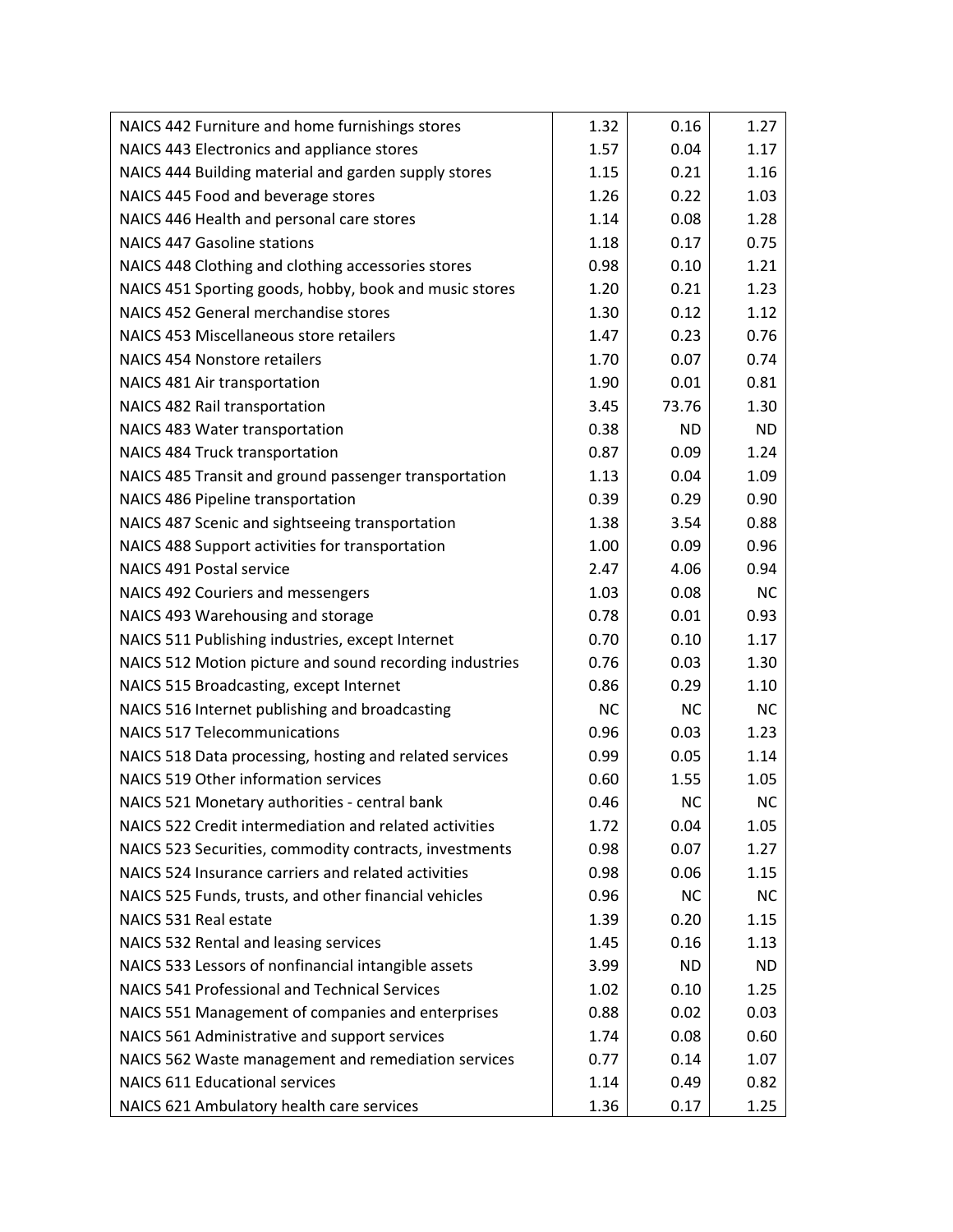| | | | |
|---|---|---|---|
| NAICS 442 Furniture and home furnishings stores | 1.32 | 0.16 | 1.27 |
| NAICS 443 Electronics and appliance stores | 1.57 | 0.04 | 1.17 |
| NAICS 444 Building material and garden supply stores | 1.15 | 0.21 | 1.16 |
| NAICS 445 Food and beverage stores | 1.26 | 0.22 | 1.03 |
| NAICS 446 Health and personal care stores | 1.14 | 0.08 | 1.28 |
| NAICS 447 Gasoline stations | 1.18 | 0.17 | 0.75 |
| NAICS 448 Clothing and clothing accessories stores | 0.98 | 0.10 | 1.21 |
| NAICS 451 Sporting goods, hobby, book and music stores | 1.20 | 0.21 | 1.23 |
| NAICS 452 General merchandise stores | 1.30 | 0.12 | 1.12 |
| NAICS 453 Miscellaneous store retailers | 1.47 | 0.23 | 0.76 |
| NAICS 454 Nonstore retailers | 1.70 | 0.07 | 0.74 |
| NAICS 481 Air transportation | 1.90 | 0.01 | 0.81 |
| NAICS 482 Rail transportation | 3.45 | 73.76 | 1.30 |
| NAICS 483 Water transportation | 0.38 | ND | ND |
| NAICS 484 Truck transportation | 0.87 | 0.09 | 1.24 |
| NAICS 485 Transit and ground passenger transportation | 1.13 | 0.04 | 1.09 |
| NAICS 486 Pipeline transportation | 0.39 | 0.29 | 0.90 |
| NAICS 487 Scenic and sightseeing transportation | 1.38 | 3.54 | 0.88 |
| NAICS 488 Support activities for transportation | 1.00 | 0.09 | 0.96 |
| NAICS 491 Postal service | 2.47 | 4.06 | 0.94 |
| NAICS 492 Couriers and messengers | 1.03 | 0.08 | NC |
| NAICS 493 Warehousing and storage | 0.78 | 0.01 | 0.93 |
| NAICS 511 Publishing industries, except Internet | 0.70 | 0.10 | 1.17 |
| NAICS 512 Motion picture and sound recording industries | 0.76 | 0.03 | 1.30 |
| NAICS 515 Broadcasting, except Internet | 0.86 | 0.29 | 1.10 |
| NAICS 516 Internet publishing and broadcasting | NC | NC | NC |
| NAICS 517 Telecommunications | 0.96 | 0.03 | 1.23 |
| NAICS 518 Data processing, hosting and related services | 0.99 | 0.05 | 1.14 |
| NAICS 519 Other information services | 0.60 | 1.55 | 1.05 |
| NAICS 521 Monetary authorities - central bank | 0.46 | NC | NC |
| NAICS 522 Credit intermediation and related activities | 1.72 | 0.04 | 1.05 |
| NAICS 523 Securities, commodity contracts, investments | 0.98 | 0.07 | 1.27 |
| NAICS 524 Insurance carriers and related activities | 0.98 | 0.06 | 1.15 |
| NAICS 525 Funds, trusts, and other financial vehicles | 0.96 | NC | NC |
| NAICS 531 Real estate | 1.39 | 0.20 | 1.15 |
| NAICS 532 Rental and leasing services | 1.45 | 0.16 | 1.13 |
| NAICS 533 Lessors of nonfinancial intangible assets | 3.99 | ND | ND |
| NAICS 541 Professional and Technical Services | 1.02 | 0.10 | 1.25 |
| NAICS 551 Management of companies and enterprises | 0.88 | 0.02 | 0.03 |
| NAICS 561 Administrative and support services | 1.74 | 0.08 | 0.60 |
| NAICS 562 Waste management and remediation services | 0.77 | 0.14 | 1.07 |
| NAICS 611 Educational services | 1.14 | 0.49 | 0.82 |
| NAICS 621 Ambulatory health care services | 1.36 | 0.17 | 1.25 |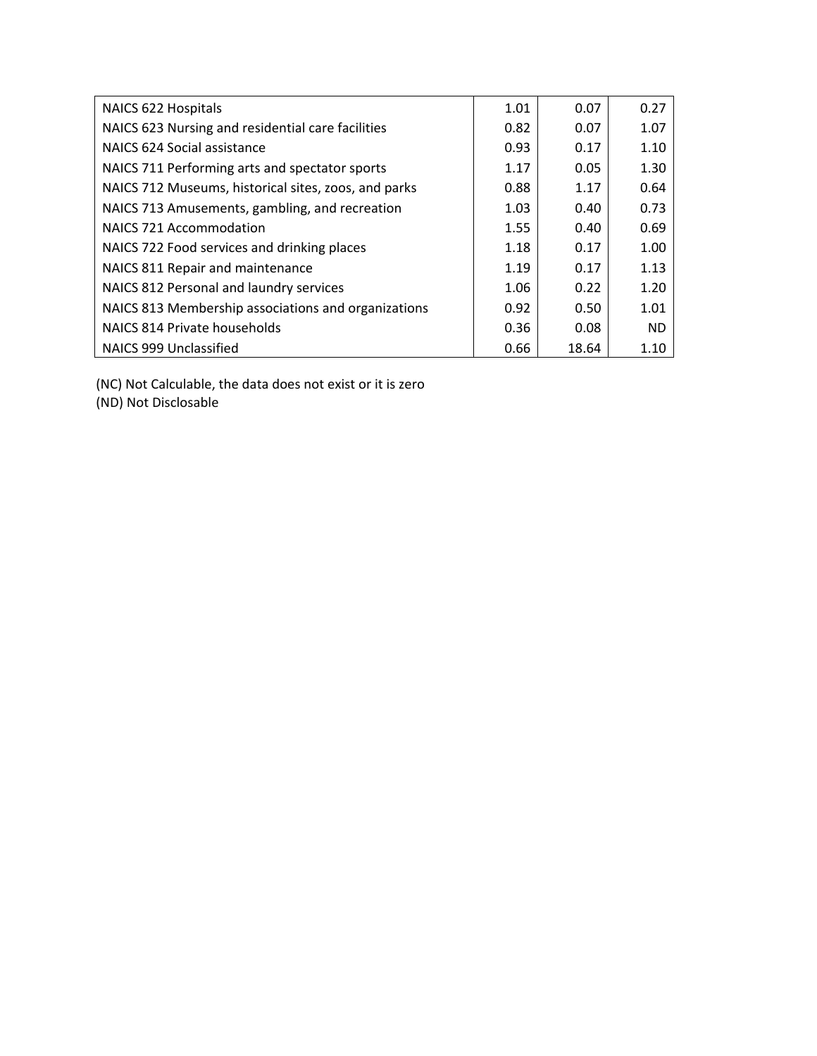| | | | |
|---|---|---|---|
| NAICS 622 Hospitals | 1.01 | 0.07 | 0.27 |
| NAICS 623 Nursing and residential care facilities | 0.82 | 0.07 | 1.07 |
| NAICS 624 Social assistance | 0.93 | 0.17 | 1.10 |
| NAICS 711 Performing arts and spectator sports | 1.17 | 0.05 | 1.30 |
| NAICS 712 Museums, historical sites, zoos, and parks | 0.88 | 1.17 | 0.64 |
| NAICS 713 Amusements, gambling, and recreation | 1.03 | 0.40 | 0.73 |
| NAICS 721 Accommodation | 1.55 | 0.40 | 0.69 |
| NAICS 722 Food services and drinking places | 1.18 | 0.17 | 1.00 |
| NAICS 811 Repair and maintenance | 1.19 | 0.17 | 1.13 |
| NAICS 812 Personal and laundry services | 1.06 | 0.22 | 1.20 |
| NAICS 813 Membership associations and organizations | 0.92 | 0.50 | 1.01 |
| NAICS 814 Private households | 0.36 | 0.08 | ND |
| NAICS 999 Unclassified | 0.66 | 18.64 | 1.10 |

(NC) Not Calculable, the data does not exist or it is zero
(ND) Not Disclosable